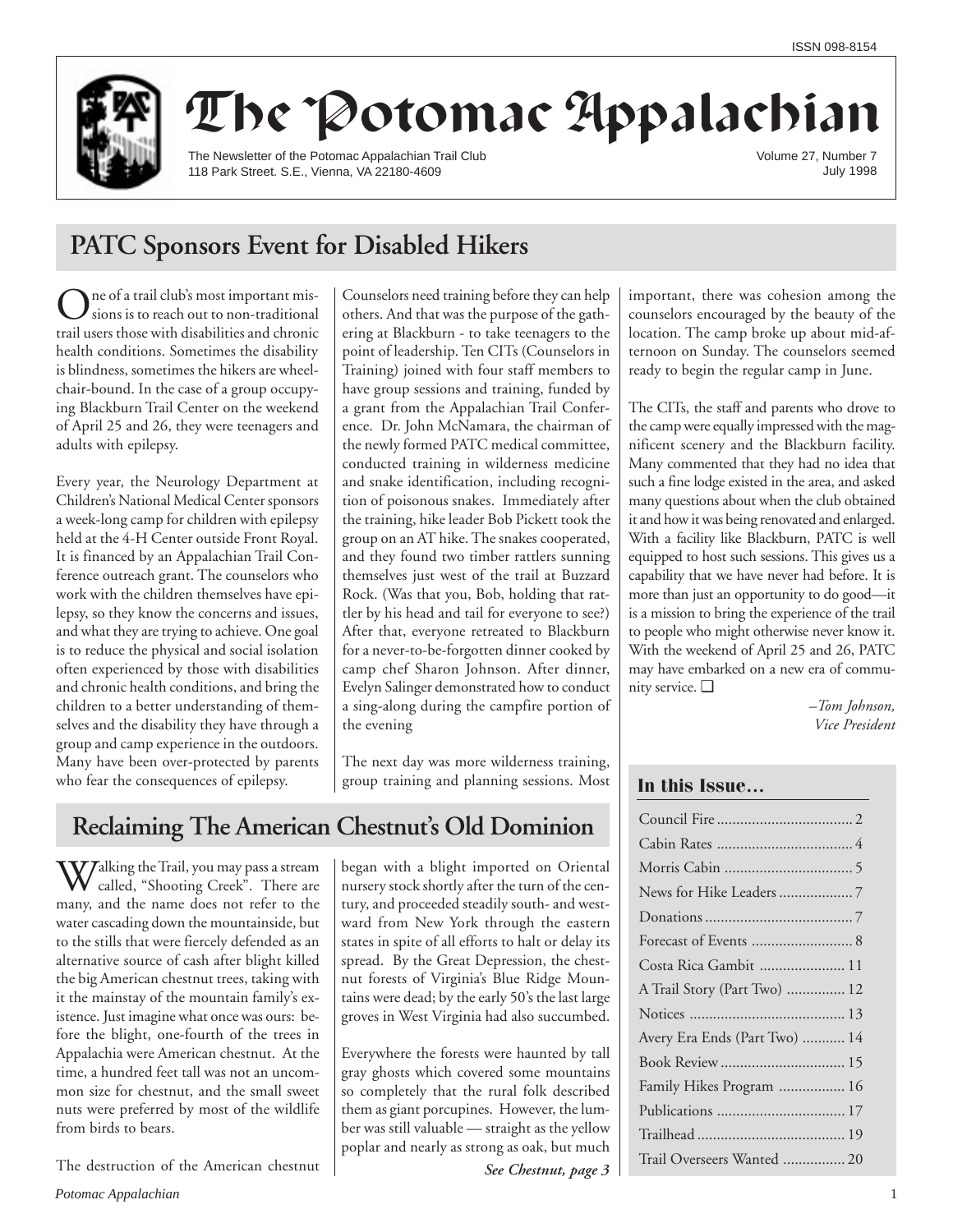ISSN 098-8154

# The Potomac Appalachian

The Newsletter of the Potomac Appalachian Trail Club
118 Park Street. S.E., Vienna, VA 22180-4609

Volume 27, Number 7
July 1998

## PATC Sponsors Event for Disabled Hikers

One of a trail club's most important missions is to reach out to non-traditional trail users those with disabilities and chronic health conditions. Sometimes the disability is blindness, sometimes the hikers are wheelchair-bound. In the case of a group occupying Blackburn Trail Center on the weekend of April 25 and 26, they were teenagers and adults with epilepsy.

Every year, the Neurology Department at Children's National Medical Center sponsors a week-long camp for children with epilepsy held at the 4-H Center outside Front Royal. It is financed by an Appalachian Trail Conference outreach grant. The counselors who work with the children themselves have epilepsy, so they know the concerns and issues, and what they are trying to achieve. One goal is to reduce the physical and social isolation often experienced by those with disabilities and chronic health conditions, and bring the children to a better understanding of themselves and the disability they have through a group and camp experience in the outdoors. Many have been over-protected by parents who fear the consequences of epilepsy.

Counselors need training before they can help others. And that was the purpose of the gathering at Blackburn - to take teenagers to the point of leadership. Ten CITs (Counselors in Training) joined with four staff members to have group sessions and training, funded by a grant from the Appalachian Trail Conference. Dr. John McNamara, the chairman of the newly formed PATC medical committee, conducted training in wilderness medicine and snake identification, including recognition of poisonous snakes. Immediately after the training, hike leader Bob Pickett took the group on an AT hike. The snakes cooperated, and they found two timber rattlers sunning themselves just west of the trail at Buzzard Rock. (Was that you, Bob, holding that rattler by his head and tail for everyone to see?) After that, everyone retreated to Blackburn for a never-to-be-forgotten dinner cooked by camp chef Sharon Johnson. After dinner, Evelyn Salinger demonstrated how to conduct a sing-along during the campfire portion of the evening

The next day was more wilderness training, group training and planning sessions. Most important, there was cohesion among the counselors encouraged by the beauty of the location. The camp broke up about mid-afternoon on Sunday. The counselors seemed ready to begin the regular camp in June.

The CITs, the staff and parents who drove to the camp were equally impressed with the magnificent scenery and the Blackburn facility. Many commented that they had no idea that such a fine lodge existed in the area, and asked many questions about when the club obtained it and how it was being renovated and enlarged. With a facility like Blackburn, PATC is well equipped to host such sessions. This gives us a capability that we have never had before. It is more than just an opportunity to do good—it is a mission to bring the experience of the trail to people who might otherwise never know it. With the weekend of April 25 and 26, PATC may have embarked on a new era of community service. ❑

*–Tom Johnson, Vice President*

## Reclaiming The American Chestnut's Old Dominion

Walking the Trail, you may pass a stream called, "Shooting Creek". There are many, and the name does not refer to the water cascading down the mountainside, but to the stills that were fiercely defended as an alternative source of cash after blight killed the big American chestnut trees, taking with it the mainstay of the mountain family's existence. Just imagine what once was ours: before the blight, one-fourth of the trees in Appalachia were American chestnut. At the time, a hundred feet tall was not an uncommon size for chestnut, and the small sweet nuts were preferred by most of the wildlife from birds to bears.

The destruction of the American chestnut began with a blight imported on Oriental nursery stock shortly after the turn of the century, and proceeded steadily south- and westward from New York through the eastern states in spite of all efforts to halt or delay its spread. By the Great Depression, the chestnut forests of Virginia's Blue Ridge Mountains were dead; by the early 50's the last large groves in West Virginia had also succumbed.

Everywhere the forests were haunted by tall gray ghosts which covered some mountains so completely that the rural folk described them as giant porcupines. However, the lumber was still valuable — straight as the yellow poplar and nearly as strong as oak, but much

***See Chestnut, page 3***

### In this Issue…

| | |
|---|---|
| Council Fire | 2 |
| Cabin Rates | 4 |
| Morris Cabin | 5 |
| News for Hike Leaders | 7 |
| Donations | 7 |
| Forecast of Events | 8 |
| Costa Rica Gambit | 11 |
| A Trail Story (Part Two) | 12 |
| Notices | 13 |
| Avery Era Ends (Part Two) | 14 |
| Book Review | 15 |
| Family Hikes Program | 16 |
| Publications | 17 |
| Trailhead | 19 |
| Trail Overseers Wanted | 20 |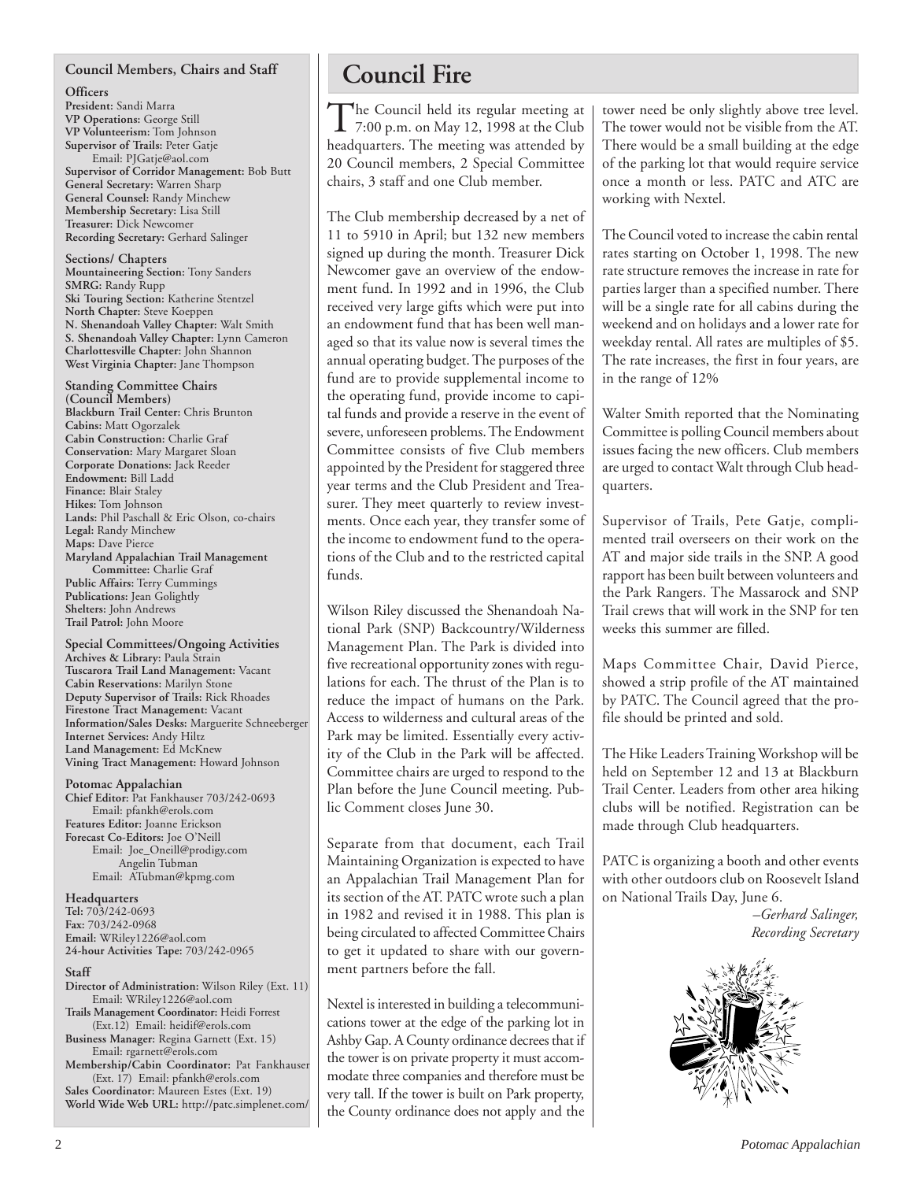## Council Members, Chairs and Staff

**Officers**

**President:** Sandi Marra
**VP Operations:** George Still
**VP Volunteerism:** Tom Johnson
**Supervisor of Trails:** Peter Gatje
Email: PJGatje@aol.com
**Supervisor of Corridor Management:** Bob Butt
**General Secretary:** Warren Sharp
**General Counsel:** Randy Minchew
**Membership Secretary:** Lisa Still
**Treasurer:** Dick Newcomer
**Recording Secretary:** Gerhard Salinger

**Sections/ Chapters**

**Mountaineering Section:** Tony Sanders
**SMRG:** Randy Rupp
**Ski Touring Section:** Katherine Stentzel
**North Chapter:** Steve Koeppen
**N. Shenandoah Valley Chapter:** Walt Smith
**S. Shenandoah Valley Chapter:** Lynn Cameron
**Charlottesville Chapter:** John Shannon
**West Virginia Chapter:** Jane Thompson

**Standing Committee Chairs (Council Members)**

**Blackburn Trail Center:** Chris Brunton
**Cabins:** Matt Ogorzalek
**Cabin Construction:** Charlie Graf
**Conservation:** Mary Margaret Sloan
**Corporate Donations:** Jack Reeder
**Endowment:** Bill Ladd
**Finance:** Blair Staley
**Hikes:** Tom Johnson
**Lands:** Phil Paschall & Eric Olson, co-chairs
**Legal:** Randy Minchew
**Maps:** Dave Pierce
**Maryland Appalachian Trail Management Committee:** Charlie Graf
**Public Affairs:** Terry Cummings
**Publications:** Jean Golightly
**Shelters:** John Andrews
**Trail Patrol:** John Moore

**Special Committees/Ongoing Activities**

**Archives & Library:** Paula Strain
**Tuscarora Trail Land Management:** Vacant
**Cabin Reservations:** Marilyn Stone
**Deputy Supervisor of Trails:** Rick Rhoades
**Firestone Tract Management:** Vacant
**Information/Sales Desks:** Marguerite Schneeberger
**Internet Services:** Andy Hiltz
**Land Management:** Ed McKnew
**Vining Tract Management:** Howard Johnson

**Potomac Appalachian**

**Chief Editor:** Pat Fankhauser 703/242-0693
Email: pfankh@erols.com
**Features Editor:** Joanne Erickson
**Forecast Co-Editors:** Joe O'Neill
Email: Joe_Oneill@prodigy.com
Angelin Tubman
Email: ATubman@kpmg.com

**Headquarters**

**Tel:** 703/242-0693
**Fax:** 703/242-0968
**Email:** WRiley1226@aol.com
**24-hour Activities Tape:** 703/242-0965

**Staff**

**Director of Administration:** Wilson Riley (Ext. 11)
Email: WRiley1226@aol.com
**Trails Management Coordinator:** Heidi Forrest (Ext.12) Email: heidif@erols.com
**Business Manager:** Regina Garnett (Ext. 15)
Email: rgarnett@erols.com
**Membership/Cabin Coordinator:** Pat Fankhauser (Ext. 17) Email: pfankh@erols.com
**Sales Coordinator:** Maureen Estes (Ext. 19)
**World Wide Web URL:** http://patc.simplenet.com/

# Council Fire

The Council held its regular meeting at 7:00 p.m. on May 12, 1998 at the Club headquarters. The meeting was attended by 20 Council members, 2 Special Committee chairs, 3 staff and one Club member.

The Club membership decreased by a net of 11 to 5910 in April; but 132 new members signed up during the month. Treasurer Dick Newcomer gave an overview of the endowment fund. In 1992 and in 1996, the Club received very large gifts which were put into an endowment fund that has been well managed so that its value now is several times the annual operating budget. The purposes of the fund are to provide supplemental income to the operating fund, provide income to capital funds and provide a reserve in the event of severe, unforeseen problems. The Endowment Committee consists of five Club members appointed by the President for staggered three year terms and the Club President and Treasurer. They meet quarterly to review investments. Once each year, they transfer some of the income to endowment fund to the operations of the Club and to the restricted capital funds.

Wilson Riley discussed the Shenandoah National Park (SNP) Backcountry/Wilderness Management Plan. The Park is divided into five recreational opportunity zones with regulations for each. The thrust of the Plan is to reduce the impact of humans on the Park. Access to wilderness and cultural areas of the Park may be limited. Essentially every activity of the Club in the Park will be affected. Committee chairs are urged to respond to the Plan before the June Council meeting. Public Comment closes June 30.

Separate from that document, each Trail Maintaining Organization is expected to have an Appalachian Trail Management Plan for its section of the AT. PATC wrote such a plan in 1982 and revised it in 1988. This plan is being circulated to affected Committee Chairs to get it updated to share with our government partners before the fall.

Nextel is interested in building a telecommunications tower at the edge of the parking lot in Ashby Gap. A County ordinance decrees that if the tower is on private property it must accommodate three companies and therefore must be very tall. If the tower is built on Park property, the County ordinance does not apply and the tower need be only slightly above tree level. The tower would not be visible from the AT. There would be a small building at the edge of the parking lot that would require service once a month or less. PATC and ATC are working with Nextel.

The Council voted to increase the cabin rental rates starting on October 1, 1998. The new rate structure removes the increase in rate for parties larger than a specified number. There will be a single rate for all cabins during the weekend and on holidays and a lower rate for weekday rental. All rates are multiples of $5. The rate increases, the first in four years, are in the range of 12%

Walter Smith reported that the Nominating Committee is polling Council members about issues facing the new officers. Club members are urged to contact Walt through Club headquarters.

Supervisor of Trails, Pete Gatje, complimented trail overseers on their work on the AT and major side trails in the SNP. A good rapport has been built between volunteers and the Park Rangers. The Massarock and SNP Trail crews that will work in the SNP for ten weeks this summer are filled.

Maps Committee Chair, David Pierce, showed a strip profile of the AT maintained by PATC. The Council agreed that the profile should be printed and sold.

The Hike Leaders Training Workshop will be held on September 12 and 13 at Blackburn Trail Center. Leaders from other area hiking clubs will be notified. Registration can be made through Club headquarters.

PATC is organizing a booth and other events with other outdoors club on Roosevelt Island on National Trails Day, June 6.

*–Gerhard Salinger,*
*Recording Secretary*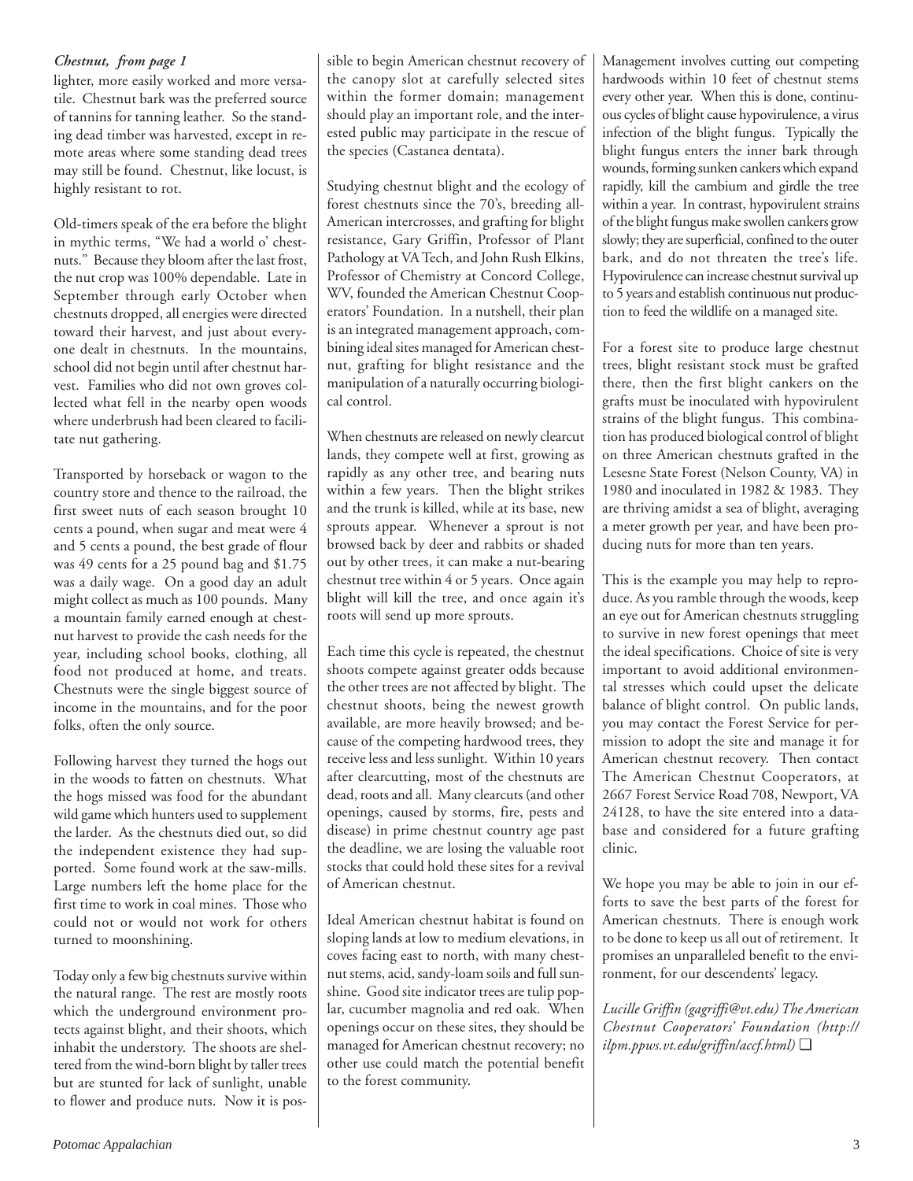***Chestnut, from page 1***

lighter, more easily worked and more versatile. Chestnut bark was the preferred source of tannins for tanning leather. So the standing dead timber was harvested, except in remote areas where some standing dead trees may still be found. Chestnut, like locust, is highly resistant to rot.

Old-timers speak of the era before the blight in mythic terms, "We had a world o' chestnuts." Because they bloom after the last frost, the nut crop was 100% dependable. Late in September through early October when chestnuts dropped, all energies were directed toward their harvest, and just about everyone dealt in chestnuts. In the mountains, school did not begin until after chestnut harvest. Families who did not own groves collected what fell in the nearby open woods where underbrush had been cleared to facilitate nut gathering.

Transported by horseback or wagon to the country store and thence to the railroad, the first sweet nuts of each season brought 10 cents a pound, when sugar and meat were 4 and 5 cents a pound, the best grade of flour was 49 cents for a 25 pound bag and $1.75 was a daily wage. On a good day an adult might collect as much as 100 pounds. Many a mountain family earned enough at chestnut harvest to provide the cash needs for the year, including school books, clothing, all food not produced at home, and treats. Chestnuts were the single biggest source of income in the mountains, and for the poor folks, often the only source.

Following harvest they turned the hogs out in the woods to fatten on chestnuts. What the hogs missed was food for the abundant wild game which hunters used to supplement the larder. As the chestnuts died out, so did the independent existence they had supported. Some found work at the saw-mills. Large numbers left the home place for the first time to work in coal mines. Those who could not or would not work for others turned to moonshining.

Today only a few big chestnuts survive within the natural range. The rest are mostly roots which the underground environment protects against blight, and their shoots, which inhabit the understory. The shoots are sheltered from the wind-born blight by taller trees but are stunted for lack of sunlight, unable to flower and produce nuts. Now it is possible to begin American chestnut recovery of the canopy slot at carefully selected sites within the former domain; management should play an important role, and the interested public may participate in the rescue of the species (Castanea dentata).

Studying chestnut blight and the ecology of forest chestnuts since the 70's, breeding all-American intercrosses, and grafting for blight resistance, Gary Griffin, Professor of Plant Pathology at VA Tech, and John Rush Elkins, Professor of Chemistry at Concord College, WV, founded the American Chestnut Cooperators' Foundation. In a nutshell, their plan is an integrated management approach, combining ideal sites managed for American chestnut, grafting for blight resistance and the manipulation of a naturally occurring biological control.

When chestnuts are released on newly clearcut lands, they compete well at first, growing as rapidly as any other tree, and bearing nuts within a few years. Then the blight strikes and the trunk is killed, while at its base, new sprouts appear. Whenever a sprout is not browsed back by deer and rabbits or shaded out by other trees, it can make a nut-bearing chestnut tree within 4 or 5 years. Once again blight will kill the tree, and once again it's roots will send up more sprouts.

Each time this cycle is repeated, the chestnut shoots compete against greater odds because the other trees are not affected by blight. The chestnut shoots, being the newest growth available, are more heavily browsed; and because of the competing hardwood trees, they receive less and less sunlight. Within 10 years after clearcutting, most of the chestnuts are dead, roots and all. Many clearcuts (and other openings, caused by storms, fire, pests and disease) in prime chestnut country age past the deadline, we are losing the valuable root stocks that could hold these sites for a revival of American chestnut.

Ideal American chestnut habitat is found on sloping lands at low to medium elevations, in coves facing east to north, with many chestnut stems, acid, sandy-loam soils and full sunshine. Good site indicator trees are tulip poplar, cucumber magnolia and red oak. When openings occur on these sites, they should be managed for American chestnut recovery; no other use could match the potential benefit to the forest community.

Management involves cutting out competing hardwoods within 10 feet of chestnut stems every other year. When this is done, continuous cycles of blight cause hypovirulence, a virus infection of the blight fungus. Typically the blight fungus enters the inner bark through wounds, forming sunken cankers which expand rapidly, kill the cambium and girdle the tree within a year. In contrast, hypovirulent strains of the blight fungus make swollen cankers grow slowly; they are superficial, confined to the outer bark, and do not threaten the tree's life. Hypovirulence can increase chestnut survival up to 5 years and establish continuous nut production to feed the wildlife on a managed site.

For a forest site to produce large chestnut trees, blight resistant stock must be grafted there, then the first blight cankers on the grafts must be inoculated with hypovirulent strains of the blight fungus. This combination has produced biological control of blight on three American chestnuts grafted in the Lesesne State Forest (Nelson County, VA) in 1980 and inoculated in 1982 & 1983. They are thriving amidst a sea of blight, averaging a meter growth per year, and have been producing nuts for more than ten years.

This is the example you may help to reproduce. As you ramble through the woods, keep an eye out for American chestnuts struggling to survive in new forest openings that meet the ideal specifications. Choice of site is very important to avoid additional environmental stresses which could upset the delicate balance of blight control. On public lands, you may contact the Forest Service for permission to adopt the site and manage it for American chestnut recovery. Then contact The American Chestnut Cooperators, at 2667 Forest Service Road 708, Newport, VA 24128, to have the site entered into a database and considered for a future grafting clinic.

We hope you may be able to join in our efforts to save the best parts of the forest for American chestnuts. There is enough work to be done to keep us all out of retirement. It promises an unparalleled benefit to the environment, for our descendents' legacy.

*Lucille Griffin (gagriffi@vt.edu) The American Chestnut Cooperators' Foundation (http://ilpm.ppws.vt.edu/griffin/accf.html)* ❑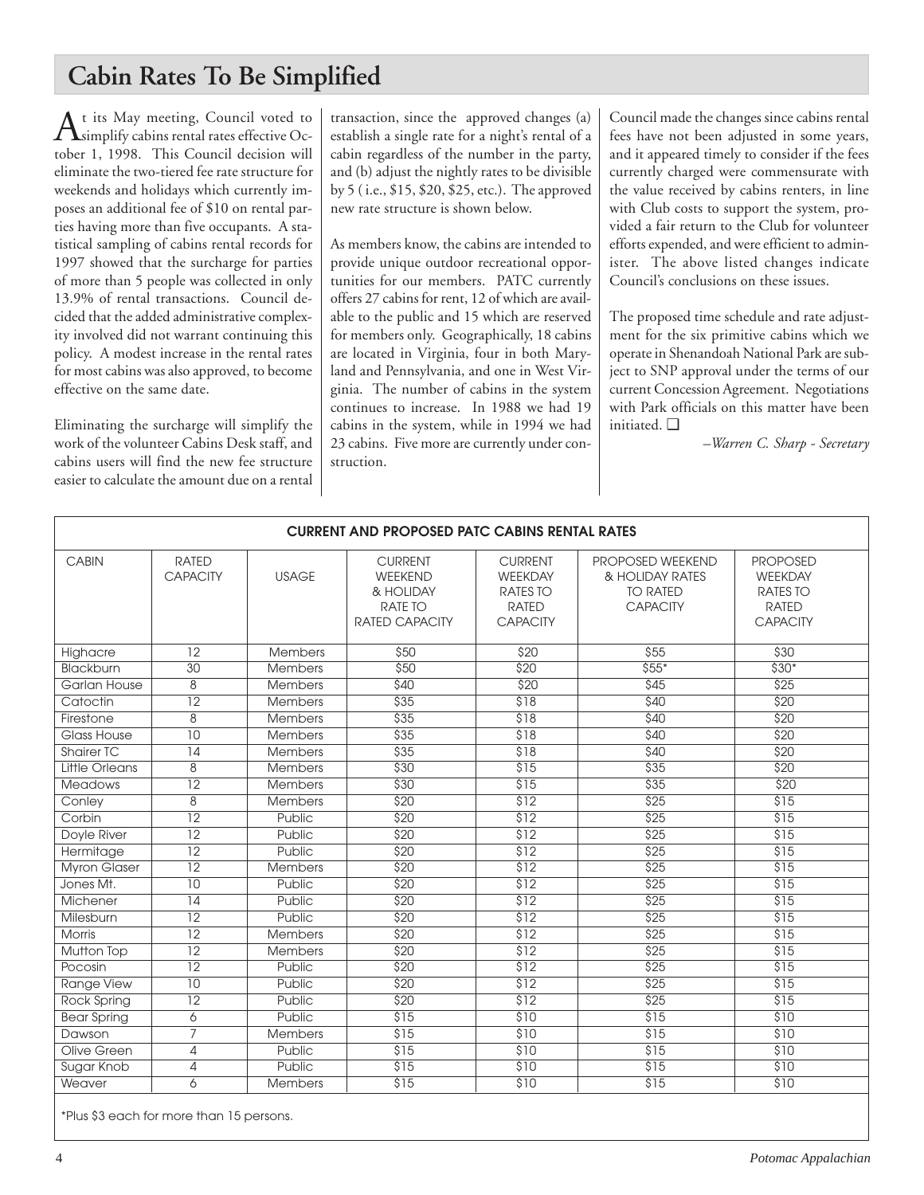# Cabin Rates To Be Simplified

At its May meeting, Council voted to simplify cabins rental rates effective October 1, 1998. This Council decision will eliminate the two-tiered fee rate structure for weekends and holidays which currently imposes an additional fee of $10 on rental parties having more than five occupants. A statistical sampling of cabins rental records for 1997 showed that the surcharge for parties of more than 5 people was collected in only 13.9% of rental transactions. Council decided that the added administrative complexity involved did not warrant continuing this policy. A modest increase in the rental rates for most cabins was also approved, to become effective on the same date.

Eliminating the surcharge will simplify the work of the volunteer Cabins Desk staff, and cabins users will find the new fee structure easier to calculate the amount due on a rental transaction, since the approved changes (a) establish a single rate for a night's rental of a cabin regardless of the number in the party, and (b) adjust the nightly rates to be divisible by 5 ( i.e., $15, $20, $25, etc.). The approved new rate structure is shown below.

As members know, the cabins are intended to provide unique outdoor recreational opportunities for our members. PATC currently offers 27 cabins for rent, 12 of which are available to the public and 15 which are reserved for members only. Geographically, 18 cabins are located in Virginia, four in both Maryland and Pennsylvania, and one in West Virginia. The number of cabins in the system continues to increase. In 1988 we had 19 cabins in the system, while in 1994 we had 23 cabins. Five more are currently under construction.

Council made the changes since cabins rental fees have not been adjusted in some years, and it appeared timely to consider if the fees currently charged were commensurate with the value received by cabins renters, in line with Club costs to support the system, provided a fair return to the Club for volunteer efforts expended, and were efficient to administer. The above listed changes indicate Council's conclusions on these issues.

The proposed time schedule and rate adjustment for the six primitive cabins which we operate in Shenandoah National Park are subject to SNP approval under the terms of our current Concession Agreement. Negotiations with Park officials on this matter have been initiated. ❑

*–Warren C. Sharp - Secretary*

**CURRENT AND PROPOSED PATC CABINS RENTAL RATES**

| CABIN | RATED CAPACITY | USAGE | CURRENT WEEKEND & HOLIDAY RATE TO RATED CAPACITY | CURRENT WEEKDAY RATES TO RATED CAPACITY | PROPOSED WEEKEND & HOLIDAY RATES TO RATED CAPACITY | PROPOSED WEEKDAY RATES TO RATED CAPACITY |
|---|---|---|---|---|---|---|
| Highacre | 12 | Members | $50 | $20 | $55 | $30 |
| Blackburn | 30 | Members | $50 | $20 | $55* | $30* |
| Garlan House | 8 | Members | $40 | $20 | $45 | $25 |
| Catoctin | 12 | Members | $35 | $18 | $40 | $20 |
| Firestone | 8 | Members | $35 | $18 | $40 | $20 |
| Glass House | 10 | Members | $35 | $18 | $40 | $20 |
| Shairer TC | 14 | Members | $35 | $18 | $40 | $20 |
| Little Orleans | 8 | Members | $30 | $15 | $35 | $20 |
| Meadows | 12 | Members | $30 | $15 | $35 | $20 |
| Conley | 8 | Members | $20 | $12 | $25 | $15 |
| Corbin | 12 | Public | $20 | $12 | $25 | $15 |
| Doyle River | 12 | Public | $20 | $12 | $25 | $15 |
| Hermitage | 12 | Public | $20 | $12 | $25 | $15 |
| Myron Glaser | 12 | Members | $20 | $12 | $25 | $15 |
| Jones Mt. | 10 | Public | $20 | $12 | $25 | $15 |
| Michener | 14 | Public | $20 | $12 | $25 | $15 |
| Milesburn | 12 | Public | $20 | $12 | $25 | $15 |
| Morris | 12 | Members | $20 | $12 | $25 | $15 |
| Mutton Top | 12 | Members | $20 | $12 | $25 | $15 |
| Pocosin | 12 | Public | $20 | $12 | $25 | $15 |
| Range View | 10 | Public | $20 | $12 | $25 | $15 |
| Rock Spring | 12 | Public | $20 | $12 | $25 | $15 |
| Bear Spring | 6 | Public | $15 | $10 | $15 | $10 |
| Dawson | 7 | Members | $15 | $10 | $15 | $10 |
| Olive Green | 4 | Public | $15 | $10 | $15 | $10 |
| Sugar Knob | 4 | Public | $15 | $10 | $15 | $10 |
| Weaver | 6 | Members | $15 | $10 | $15 | $10 |

*Plus $3 each for more than 15 persons.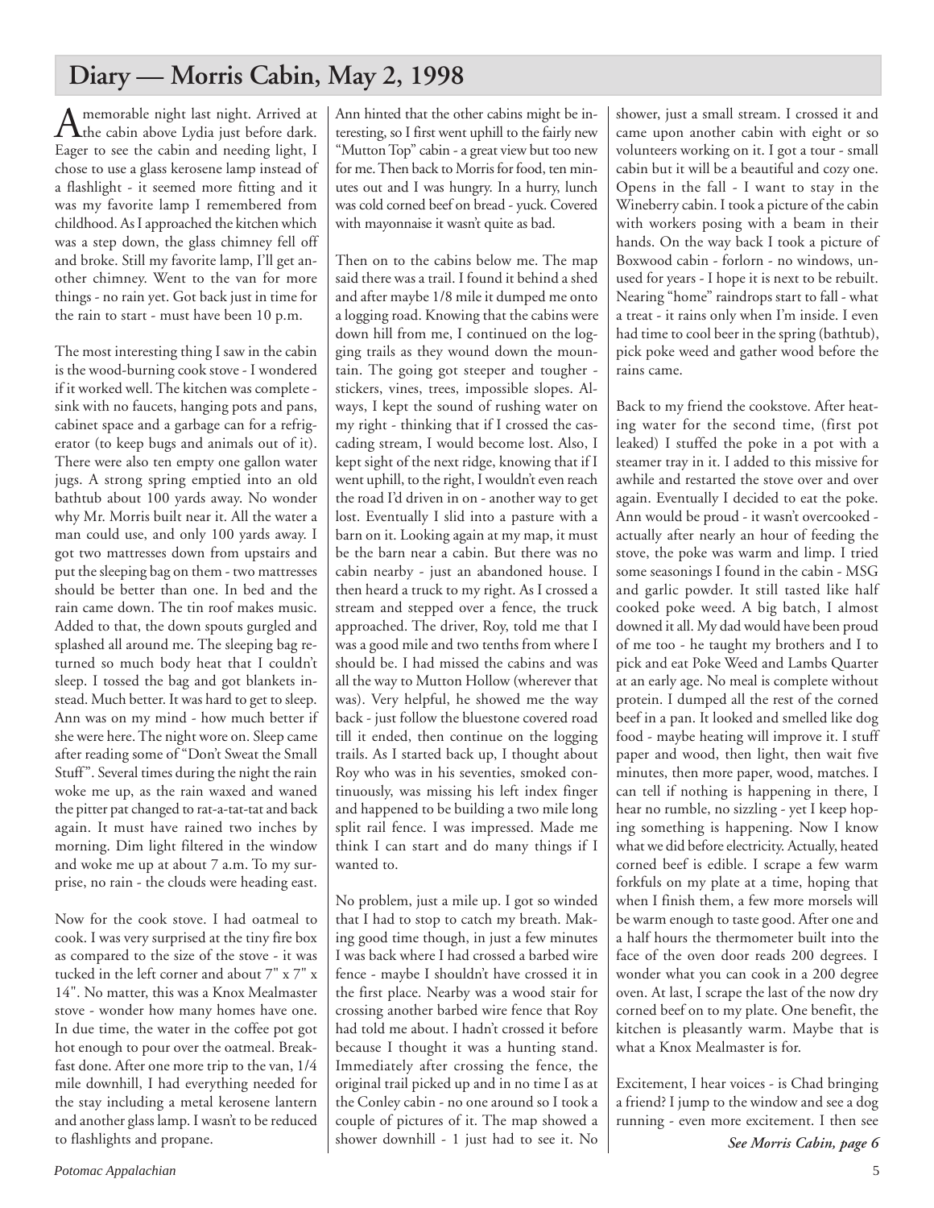# Diary — Morris Cabin, May 2, 1998

A memorable night last night. Arrived at the cabin above Lydia just before dark. Eager to see the cabin and needing light, I chose to use a glass kerosene lamp instead of a flashlight - it seemed more fitting and it was my favorite lamp I remembered from childhood. As I approached the kitchen which was a step down, the glass chimney fell off and broke. Still my favorite lamp, I'll get another chimney. Went to the van for more things - no rain yet. Got back just in time for the rain to start - must have been 10 p.m.

The most interesting thing I saw in the cabin is the wood-burning cook stove - I wondered if it worked well. The kitchen was complete - sink with no faucets, hanging pots and pans, cabinet space and a garbage can for a refrigerator (to keep bugs and animals out of it). There were also ten empty one gallon water jugs. A strong spring emptied into an old bathtub about 100 yards away. No wonder why Mr. Morris built near it. All the water a man could use, and only 100 yards away. I got two mattresses down from upstairs and put the sleeping bag on them - two mattresses should be better than one. In bed and the rain came down. The tin roof makes music. Added to that, the down spouts gurgled and splashed all around me. The sleeping bag returned so much body heat that I couldn't sleep. I tossed the bag and got blankets instead. Much better. It was hard to get to sleep. Ann was on my mind - how much better if she were here. The night wore on. Sleep came after reading some of "Don't Sweat the Small Stuff". Several times during the night the rain woke me up, as the rain waxed and waned the pitter pat changed to rat-a-tat-tat and back again. It must have rained two inches by morning. Dim light filtered in the window and woke me up at about 7 a.m. To my surprise, no rain - the clouds were heading east.

Now for the cook stove. I had oatmeal to cook. I was very surprised at the tiny fire box as compared to the size of the stove - it was tucked in the left corner and about 7" x 7" x 14". No matter, this was a Knox Mealmaster stove - wonder how many homes have one. In due time, the water in the coffee pot got hot enough to pour over the oatmeal. Breakfast done. After one more trip to the van, 1/4 mile downhill, I had everything needed for the stay including a metal kerosene lantern and another glass lamp. I wasn't to be reduced to flashlights and propane.

Ann hinted that the other cabins might be interesting, so I first went uphill to the fairly new "Mutton Top" cabin - a great view but too new for me. Then back to Morris for food, ten minutes out and I was hungry. In a hurry, lunch was cold corned beef on bread - yuck. Covered with mayonnaise it wasn't quite as bad.

Then on to the cabins below me. The map said there was a trail. I found it behind a shed and after maybe 1/8 mile it dumped me onto a logging road. Knowing that the cabins were down hill from me, I continued on the logging trails as they wound down the mountain. The going got steeper and tougher - stickers, vines, trees, impossible slopes. Always, I kept the sound of rushing water on my right - thinking that if I crossed the cascading stream, I would become lost. Also, I kept sight of the next ridge, knowing that if I went uphill, to the right, I wouldn't even reach the road I'd driven in on - another way to get lost. Eventually I slid into a pasture with a barn on it. Looking again at my map, it must be the barn near a cabin. But there was no cabin nearby - just an abandoned house. I then heard a truck to my right. As I crossed a stream and stepped over a fence, the truck approached. The driver, Roy, told me that I was a good mile and two tenths from where I should be. I had missed the cabins and was all the way to Mutton Hollow (wherever that was). Very helpful, he showed me the way back - just follow the bluestone covered road till it ended, then continue on the logging trails. As I started back up, I thought about Roy who was in his seventies, smoked continuously, was missing his left index finger and happened to be building a two mile long split rail fence. I was impressed. Made me think I can start and do many things if I wanted to.

No problem, just a mile up. I got so winded that I had to stop to catch my breath. Making good time though, in just a few minutes I was back where I had crossed a barbed wire fence - maybe I shouldn't have crossed it in the first place. Nearby was a wood stair for crossing another barbed wire fence that Roy had told me about. I hadn't crossed it before because I thought it was a hunting stand. Immediately after crossing the fence, the original trail picked up and in no time I as at the Conley cabin - no one around so I took a couple of pictures of it. The map showed a shower downhill - 1 just had to see it. No shower, just a small stream. I crossed it and came upon another cabin with eight or so volunteers working on it. I got a tour - small cabin but it will be a beautiful and cozy one. Opens in the fall - I want to stay in the Wineberry cabin. I took a picture of the cabin with workers posing with a beam in their hands. On the way back I took a picture of Boxwood cabin - forlorn - no windows, unused for years - I hope it is next to be rebuilt. Nearing "home" raindrops start to fall - what a treat - it rains only when I'm inside. I even had time to cool beer in the spring (bathtub), pick poke weed and gather wood before the rains came.

Back to my friend the cookstove. After heating water for the second time, (first pot leaked) I stuffed the poke in a pot with a steamer tray in it. I added to this missive for awhile and restarted the stove over and over again. Eventually I decided to eat the poke. Ann would be proud - it wasn't overcooked - actually after nearly an hour of feeding the stove, the poke was warm and limp. I tried some seasonings I found in the cabin - MSG and garlic powder. It still tasted like half cooked poke weed. A big batch, I almost downed it all. My dad would have been proud of me too - he taught my brothers and I to pick and eat Poke Weed and Lambs Quarter at an early age. No meal is complete without protein. I dumped all the rest of the corned beef in a pan. It looked and smelled like dog food - maybe heating will improve it. I stuff paper and wood, then light, then wait five minutes, then more paper, wood, matches. I can tell if nothing is happening in there, I hear no rumble, no sizzling - yet I keep hoping something is happening. Now I know what we did before electricity. Actually, heated corned beef is edible. I scrape a few warm forkfuls on my plate at a time, hoping that when I finish them, a few more morsels will be warm enough to taste good. After one and a half hours the thermometer built into the face of the oven door reads 200 degrees. I wonder what you can cook in a 200 degree oven. At last, I scrape the last of the now dry corned beef on to my plate. One benefit, the kitchen is pleasantly warm. Maybe that is what a Knox Mealmaster is for.

Excitement, I hear voices - is Chad bringing a friend? I jump to the window and see a dog running - even more excitement. I then see

***See Morris Cabin, page 6***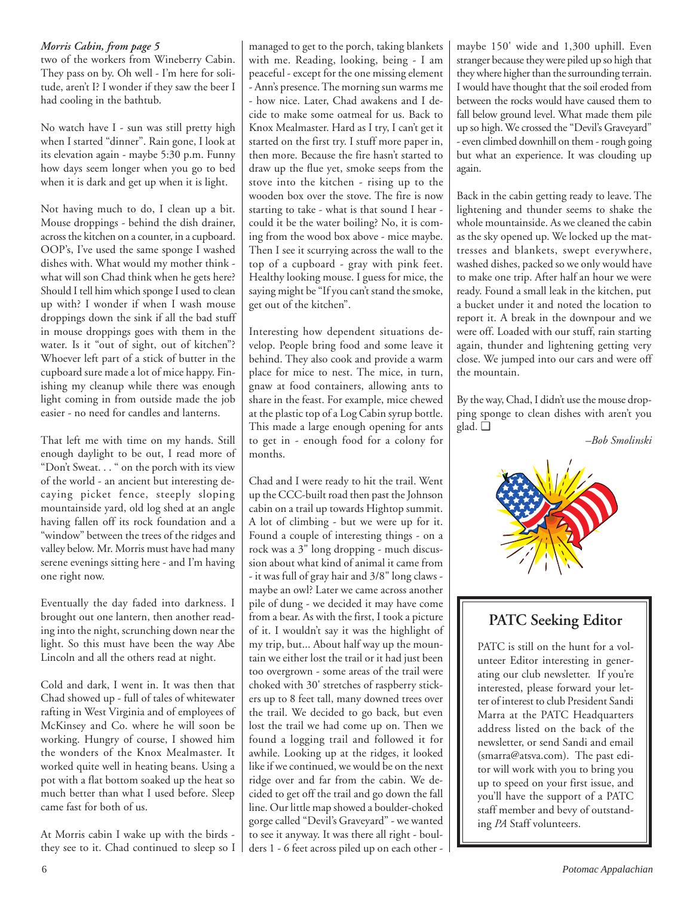*Morris Cabin, from page 5*

two of the workers from Wineberry Cabin. They pass on by. Oh well - I'm here for solitude, aren't I? I wonder if they saw the beer I had cooling in the bathtub.

No watch have I - sun was still pretty high when I started "dinner". Rain gone, I look at its elevation again - maybe 5:30 p.m. Funny how days seem longer when you go to bed when it is dark and get up when it is light.

Not having much to do, I clean up a bit. Mouse droppings - behind the dish drainer, across the kitchen on a counter, in a cupboard. OOP's, I've used the same sponge I washed dishes with. What would my mother think - what will son Chad think when he gets here? Should I tell him which sponge I used to clean up with? I wonder if when I wash mouse droppings down the sink if all the bad stuff in mouse droppings goes with them in the water. Is it "out of sight, out of kitchen"? Whoever left part of a stick of butter in the cupboard sure made a lot of mice happy. Finishing my cleanup while there was enough light coming in from outside made the job easier - no need for candles and lanterns.

That left me with time on my hands. Still enough daylight to be out, I read more of "Don't Sweat. . . " on the porch with its view of the world - an ancient but interesting decaying picket fence, steeply sloping mountainside yard, old log shed at an angle having fallen off its rock foundation and a "window" between the trees of the ridges and valley below. Mr. Morris must have had many serene evenings sitting here - and I'm having one right now.

Eventually the day faded into darkness. I brought out one lantern, then another reading into the night, scrunching down near the light. So this must have been the way Abe Lincoln and all the others read at night.

Cold and dark, I went in. It was then that Chad showed up - full of tales of whitewater rafting in West Virginia and of employees of McKinsey and Co. where he will soon be working. Hungry of course, I showed him the wonders of the Knox Mealmaster. It worked quite well in heating beans. Using a pot with a flat bottom soaked up the heat so much better than what I used before. Sleep came fast for both of us.

At Morris cabin I wake up with the birds - they see to it. Chad continued to sleep so I managed to get to the porch, taking blankets with me. Reading, looking, being - I am peaceful - except for the one missing element - Ann's presence. The morning sun warms me - how nice. Later, Chad awakens and I decide to make some oatmeal for us. Back to Knox Mealmaster. Hard as I try, I can't get it started on the first try. I stuff more paper in, then more. Because the fire hasn't started to draw up the flue yet, smoke seeps from the stove into the kitchen - rising up to the wooden box over the stove. The fire is now starting to take - what is that sound I hear - could it be the water boiling? No, it is coming from the wood box above - mice maybe. Then I see it scurrying across the wall to the top of a cupboard - gray with pink feet. Healthy looking mouse. I guess for mice, the saying might be "If you can't stand the smoke, get out of the kitchen".

Interesting how dependent situations develop. People bring food and some leave it behind. They also cook and provide a warm place for mice to nest. The mice, in turn, gnaw at food containers, allowing ants to share in the feast. For example, mice chewed at the plastic top of a Log Cabin syrup bottle. This made a large enough opening for ants to get in - enough food for a colony for months.

Chad and I were ready to hit the trail. Went up the CCC-built road then past the Johnson cabin on a trail up towards Hightop summit. A lot of climbing - but we were up for it. Found a couple of interesting things - on a rock was a 3" long dropping - much discussion about what kind of animal it came from - it was full of gray hair and 3/8" long claws - maybe an owl? Later we came across another pile of dung - we decided it may have come from a bear. As with the first, I took a picture of it. I wouldn't say it was the highlight of my trip, but... About half way up the mountain we either lost the trail or it had just been too overgrown - some areas of the trail were choked with 30' stretches of raspberry stickers up to 8 feet tall, many downed trees over the trail. We decided to go back, but even lost the trail we had come up on. Then we found a logging trail and followed it for awhile. Looking up at the ridges, it looked like if we continued, we would be on the next ridge over and far from the cabin. We decided to get off the trail and go down the fall line. Our little map showed a boulder-choked gorge called "Devil's Graveyard" - we wanted to see it anyway. It was there all right - boulders 1 - 6 feet across piled up on each other - maybe 150' wide and 1,300 uphill. Even stranger because they were piled up so high that they where higher than the surrounding terrain. I would have thought that the soil eroded from between the rocks would have caused them to fall below ground level. What made them pile up so high. We crossed the "Devil's Graveyard" - even climbed downhill on them - rough going but what an experience. It was clouding up again.

Back in the cabin getting ready to leave. The lightening and thunder seems to shake the whole mountainside. As we cleaned the cabin as the sky opened up. We locked up the mattresses and blankets, swept everywhere, washed dishes, packed so we only would have to make one trip. After half an hour we were ready. Found a small leak in the kitchen, put a bucket under it and noted the location to report it. A break in the downpour and we were off. Loaded with our stuff, rain starting again, thunder and lightening getting very close. We jumped into our cars and were off the mountain.

By the way, Chad, I didn't use the mouse dropping sponge to clean dishes with aren't you glad. ❑

*–Bob Smolinski*

## PATC Seeking Editor

PATC is still on the hunt for a volunteer Editor interesting in generating our club newsletter. If you're interested, please forward your letter of interest to club President Sandi Marra at the PATC Headquarters address listed on the back of the newsletter, or send Sandi and email (smarra@atsva.com). The past editor will work with you to bring you up to speed on your first issue, and you'll have the support of a PATC staff member and bevy of outstanding *PA* Staff volunteers.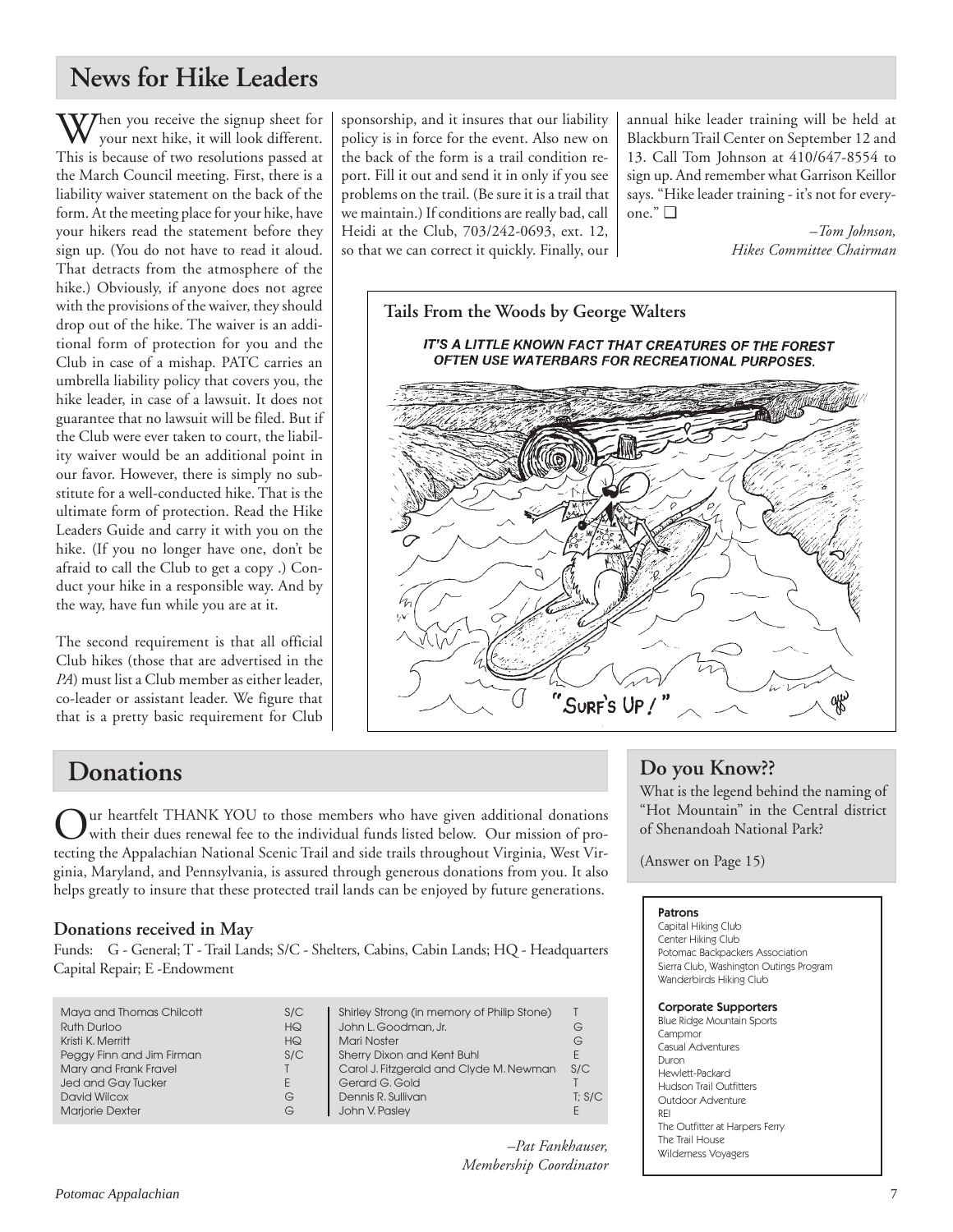## News for Hike Leaders

When you receive the signup sheet for your next hike, it will look different. This is because of two resolutions passed at the March Council meeting. First, there is a liability waiver statement on the back of the form. At the meeting place for your hike, have your hikers read the statement before they sign up. (You do not have to read it aloud. That detracts from the atmosphere of the hike.) Obviously, if anyone does not agree with the provisions of the waiver, they should drop out of the hike. The waiver is an additional form of protection for you and the Club in case of a mishap. PATC carries an umbrella liability policy that covers you, the hike leader, in case of a lawsuit. It does not guarantee that no lawsuit will be filed. But if the Club were ever taken to court, the liability waiver would be an additional point in our favor. However, there is simply no substitute for a well-conducted hike. That is the ultimate form of protection. Read the Hike Leaders Guide and carry it with you on the hike. (If you no longer have one, don't be afraid to call the Club to get a copy .) Conduct your hike in a responsible way. And by the way, have fun while you are at it.

The second requirement is that all official Club hikes (those that are advertised in the *PA*) must list a Club member as either leader, co-leader or assistant leader. We figure that that is a pretty basic requirement for Club sponsorship, and it insures that our liability policy is in force for the event. Also new on the back of the form is a trail condition report. Fill it out and send it in only if you see problems on the trail. (Be sure it is a trail that we maintain.) If conditions are really bad, call Heidi at the Club, 703/242-0693, ext. 12, so that we can correct it quickly. Finally, our annual hike leader training will be held at Blackburn Trail Center on September 12 and 13. Call Tom Johnson at 410/647-8554 to sign up. And remember what Garrison Keillor says. "Hike leader training - it's not for everyone." ❑

*–Tom Johnson,*
*Hikes Committee Chairman*

**Tails From the Woods by George Walters**

IT'S A LITTLE KNOWN FACT THAT CREATURES OF THE FOREST OFTEN USE WATERBARS FOR RECREATIONAL PURPOSES.

"SURF'S UP!"

## Donations

Our heartfelt THANK YOU to those members who have given additional donations with their dues renewal fee to the individual funds listed below. Our mission of protecting the Appalachian National Scenic Trail and side trails throughout Virginia, West Virginia, Maryland, and Pennsylvania, is assured through generous donations from you. It also helps greatly to insure that these protected trail lands can be enjoyed by future generations.

### Donations received in May

Funds: G - General; T - Trail Lands; S/C - Shelters, Cabins, Cabin Lands; HQ - Headquarters Capital Repair; E -Endowment

| Name | Fund |
|---|---|
| Maya and Thomas Chilcott | S/C |
| Ruth Durloo | HQ |
| Kristi K. Merritt | HQ |
| Peggy Finn and Jim Firman | S/C |
| Mary and Frank Fravel | T |
| Jed and Gay Tucker | E |
| David Wilcox | G |
| Marjorie Dexter | G |
| Shirley Strong (in memory of Philip Stone) | T |
| John L. Goodman, Jr. | G |
| Mari Noster | G |
| Sherry Dixon and Kent Buhl | E |
| Carol J. Fitzgerald and Clyde M. Newman | S/C |
| Gerard G. Gold | T |
| Dennis R. Sullivan | T; S/C |
| John V. Pasley | E |

*–Pat Fankhauser,*
*Membership Coordinator*

## Do you Know??

What is the legend behind the naming of "Hot Mountain" in the Central district of Shenandoah National Park?

(Answer on Page 15)

**Patrons**
Capital Hiking Club
Center Hiking Club
Potomac Backpackers Association
Sierra Club, Washington Outings Program
Wanderbirds Hiking Club

**Corporate Supporters**
Blue Ridge Mountain Sports
Campmor
Casual Adventures
Duron
Hewlett-Packard
Hudson Trail Outfitters
Outdoor Adventure
REI
The Outfitter at Harpers Ferry
The Trail House
Wilderness Voyagers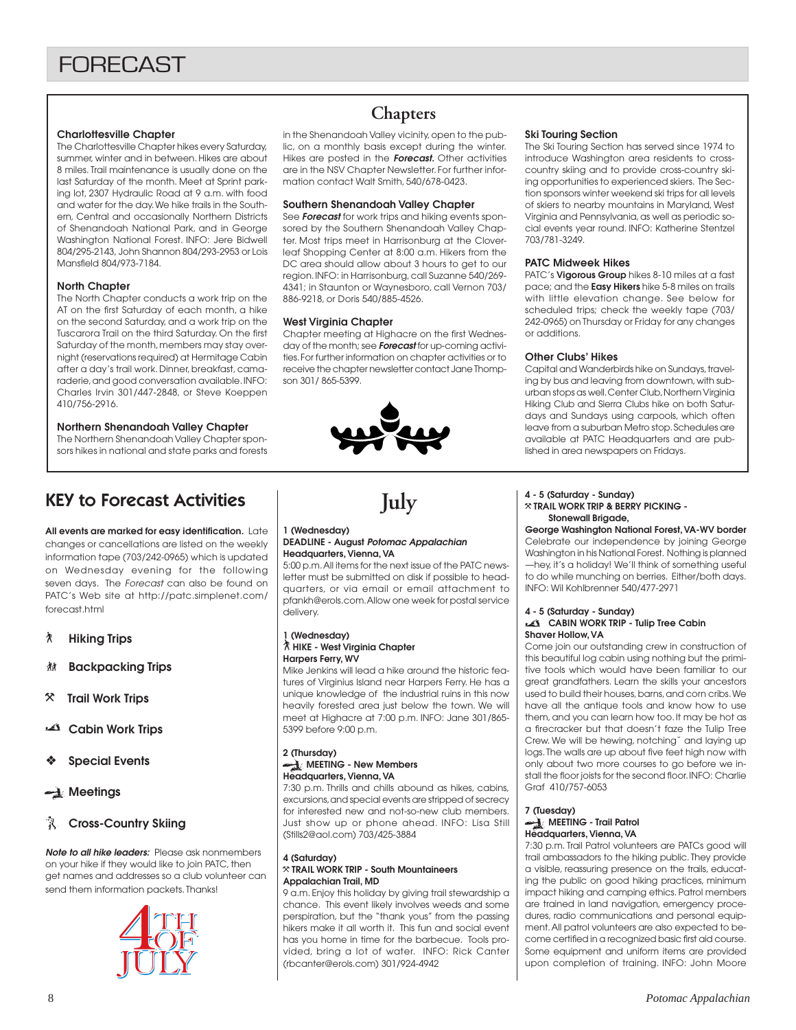# FORECAST

## Chapters

### Charlottesville Chapter

The Charlottesville Chapter hikes every Saturday, summer, winter and in between. Hikes are about 8 miles. Trail maintenance is usually done on the last Saturday of the month. Meet at Sprint parking lot, 2307 Hydraulic Road at 9 a.m. with food and water for the day. We hike trails in the Southern, Central and occasionally Northern Districts of Shenandoah National Park, and in George Washington National Forest. INFO: Jere Bidwell 804/295-2143, John Shannon 804/293-2953 or Lois Mansfield 804/973-7184.

### North Chapter

The North Chapter conducts a work trip on the AT on the first Saturday of each month, a hike on the second Saturday, and a work trip on the Tuscarora Trail on the third Saturday. On the first Saturday of the month, members may stay overnight (reservations required) at Hermitage Cabin after a day's trail work. Dinner, breakfast, camaraderie, and good conversation available. INFO: Charles Irvin 301/447-2848, or Steve Koeppen 410/756-2916.

### Northern Shenandoah Valley Chapter

The Northern Shenandoah Valley Chapter sponsors hikes in national and state parks and forests in the Shenandoah Valley vicinity, open to the public, on a monthly basis except during the winter. Hikes are posted in the ***Forecast.*** Other activities are in the NSV Chapter Newsletter. For further information contact Walt Smith, 540/678-0423.

### Southern Shenandoah Valley Chapter

See ***Forecast*** for work trips and hiking events sponsored by the Southern Shenandoah Valley Chapter. Most trips meet in Harrisonburg at the Cloverleaf Shopping Center at 8:00 a.m. Hikers from the DC area should allow about 3 hours to get to our region. INFO: in Harrisonburg, call Suzanne 540/269-4341; in Staunton or Waynesboro, call Vernon 703/886-9218, or Doris 540/885-4526.

### West Virginia Chapter

Chapter meeting at Highacre on the first Wednesday of the month; see ***Forecast*** for up-coming activities. For further information on chapter activities or to receive the chapter newsletter contact Jane Thompson 301/ 865-5399.

### Ski Touring Section

The Ski Touring Section has served since 1974 to introduce Washington area residents to cross-country skiing and to provide cross-country skiing opportunities to experienced skiers. The Section sponsors winter weekend ski trips for all levels of skiers to nearby mountains in Maryland, West Virginia and Pennsylvania, as well as periodic social events year round. INFO: Katherine Stentzel 703/781-3249.

### PATC Midweek Hikes

PATC's **Vigorous Group** hikes 8-10 miles at a fast pace; and the **Easy Hikers** hike 5-8 miles on trails with little elevation change. See below for scheduled trips; check the weekly tape (703/242-0965) on Thursday or Friday for any changes or additions.

### Other Clubs' Hikes

Capital and Wanderbirds hike on Sundays, traveling by bus and leaving from downtown, with suburban stops as well. Center Club, Northern Virginia Hiking Club and Sierra Clubs hike on both Saturdays and Sundays using carpools, which often leave from a suburban Metro stop. Schedules are available at PATC Headquarters and are published in area newspapers on Fridays.

## KEY to Forecast Activities

**All events are marked for easy identification.** Late changes or cancellations are listed on the weekly information tape (703/242-0965) which is updated on Wednesday evening for the following seven days. The *Forecast* can also be found on PATC's Web site at http://patc.simplenet.com/forecast.html

- **Hiking Trips**
- **Backpacking Trips**
- **Trail Work Trips**
- **Cabin Work Trips**
- **Special Events**
- **Meetings**
- **Cross-Country Skiing**

***Note to all hike leaders:*** Please ask nonmembers on your hike if they would like to join PATC, then get names and addresses so a club volunteer can send them information packets. Thanks!

4TH OF JULY

## July

**1 (Wednesday)**
**DEADLINE - August *Potomac Appalachian***
**Headquarters, Vienna, VA**

5:00 p.m. All items for the next issue of the PATC newsletter must be submitted on disk if possible to headquarters, or via email or email attachment to pfankh@erols.com. Allow one week for postal service delivery.

**1 (Wednesday)**
**HIKE - West Virginia Chapter**
**Harpers Ferry, WV**

Mike Jenkins will lead a hike around the historic features of Virginius Island near Harpers Ferry. He has a unique knowledge of the industrial ruins in this now heavily forested area just below the town. We will meet at Highacre at 7:00 p.m. INFO: Jane 301/865-5399 before 9:00 p.m.

**2 (Thursday)**
**MEETING - New Members**
**Headquarters, Vienna, VA**

7:30 p.m. Thrills and chills abound as hikes, cabins, excursions, and special events are stripped of secrecy for interested new and not-so-new club members. Just show up or phone ahead. INFO: Lisa Still (Stills2@aol.com) 703/425-3884

**4 (Saturday)**
**TRAIL WORK TRIP - South Mountaineers**
**Appalachian Trail, MD**

9 a.m. Enjoy this holiday by giving trail stewardship a chance. This event likely involves weeds and some perspiration, but the "thank yous" from the passing hikers make it all worth it. This fun and social event has you home in time for the barbecue. Tools provided, bring a lot of water. INFO: Rick Canter (rbcanter@erols.com) 301/924-4942

**4 - 5 (Saturday - Sunday)**
**TRAIL WORK TRIP & BERRY PICKING - Stonewall Brigade,**
**George Washington National Forest, VA-WV border**

Celebrate our independence by joining George Washington in his National Forest. Nothing is planned —hey, it's a holiday! We'll think of something useful to do while munching on berries. Either/both days. INFO: Wil Kohlbrenner 540/477-2971

**4 - 5 (Saturday - Sunday)**
**CABIN WORK TRIP - Tulip Tree Cabin**
**Shaver Hollow, VA**

Come join our outstanding crew in construction of this beautiful log cabin using nothing but the primitive tools which would have been familiar to our great grandfathers. Learn the skills your ancestors used to build their houses, barns, and corn cribs. We have all the antique tools and know how to use them, and you can learn how too. It may be hot as a firecracker but that doesn't faze the Tulip Tree Crew. We will be hewing, notching˜ and laying up logs. The walls are up about five feet high now with only about two more courses to go before we install the floor joists for the second floor. INFO: Charlie Graf 410/757-6053

**7 (Tuesday)**
**MEETING - Trail Patrol**
**Headquarters, Vienna, VA**

7:30 p.m. Trail Patrol volunteers are PATCs good will trail ambassadors to the hiking public. They provide a visible, reassuring presence on the trails, educating the public on good hiking practices, minimum impact hiking and camping ethics. Patrol members are trained in land navigation, emergency procedures, radio communications and personal equipment. All patrol volunteers are also expected to become certified in a recognized basic first aid course. Some equipment and uniform items are provided upon completion of training. INFO: John Moore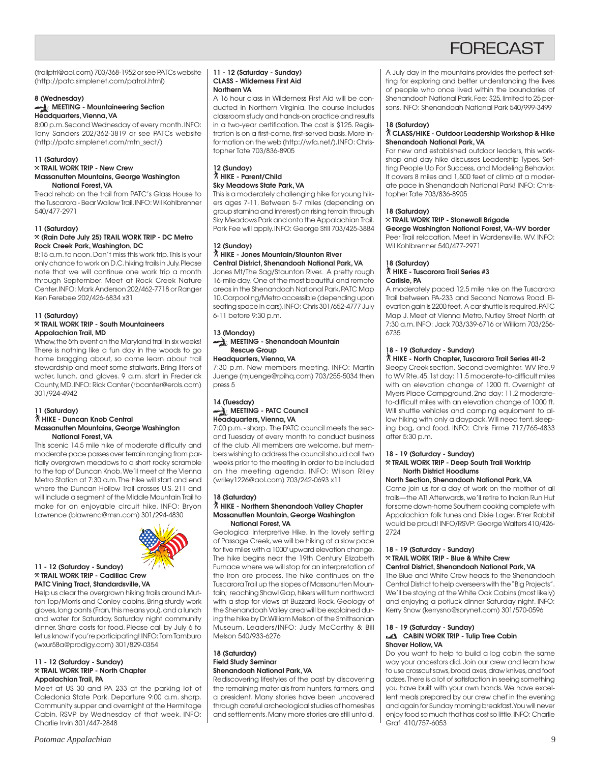# FORECAST

(trailptrl@aol.com) 703/368-1952 or see PATCs website (http://patc.simplenet.com/patrol.html)

**8 (Wednesday)**
**MEETING - Mountaineering Section**
**Headquarters, Vienna, VA**

8:00 p.m. Second Wednesday of every month. INFO: Tony Sanders 202/362-3819 or see PATCs website (http://patc.simplenet.com/mtn_sect/)

**11 (Saturday)**
**TRAIL WORK TRIP - New Crew**
**Massanutten Mountains, George Washington National Forest, VA**

Tread rehab on the trail from PATC's Glass House to the Tuscarora - Bear Wallow Trail. INFO: Wil Kohlbrenner 540/477-2971

**11 (Saturday)**
**(Rain Date July 25) TRAIL WORK TRIP - DC Metro Rock Creek Park, Washington, DC**

8:15 a.m. to noon. Don't miss this work trip. This is your only chance to work on D.C. hiking trails in July. Please note that we will continue one work trip a month through September. Meet at Rock Creek Nature Center. INFO: Mark Anderson 202/462-7718 or Ranger Ken Ferebee 202/426-6834 x31

**11 (Saturday)**
**TRAIL WORK TRIP - South Mountaineers**
**Appalachian Trail, MD**

Whew, the 5th event on the Maryland trail in six weeks! There is nothing like a fun day in the woods to go home bragging about, so come learn about trail stewardship and meet some stalwarts. Bring liters of water, lunch, and gloves. 9 a.m. start in Frederick County, MD. INFO: Rick Canter (rbcanter@erols.com) 301/924-4942

**11 (Saturday)**
**HIKE - Duncan Knob Central**
**Massanutten Mountains, George Washington National Forest, VA**

This scenic 14.5 mile hike of moderate difficulty and moderate pace passes over terrain ranging from partially overgrown meadows to a short rocky scramble to the top of Duncan Knob. We'll meet at the Vienna Metro Station at 7:30 a.m. The hike will start and end where the Duncan Hollow Trail crosses U.S. 211 and will include a segment of the Middle Mountain Trail to make for an enjoyable circuit hike. INFO: Bryon Lawrence (blawrenc@msn.com) 301/294-4830

**11 - 12 (Saturday - Sunday)**
**TRAIL WORK TRIP - Cadillac Crew**
**PATC Vining Tract, Standardsville, VA**

Help us clear the overgrown hiking trails around Mutton Top/Morris and Conley cabins. Bring sturdy work gloves, long pants (Fran, this means you), and a lunch and water for Saturday. Saturday night community dinner. Share costs for food. Please call by July 6 to let us know if you're participating! INFO: Tom Tamburo (wxur58a@prodigy.com) 301/829-0354

**11 - 12 (Saturday - Sunday)**
**TRAIL WORK TRIP - North Chapter**
**Appalachian Trail, PA**

Meet at US 30 and PA 233 at the parking lot of Caledonia State Park. Departure 9:00 a.m. sharp. Community supper and overnight at the Hermitage Cabin. RSVP by Wednesday of that week. INFO: Charlie Irvin 301/447-2848

**11 - 12 (Saturday - Sunday)**
**CLASS - Wilderness First Aid**
**Northern VA**

A 16 hour class in Wilderness First Aid will be conducted in Northern Virginia. The course includes classroom study and hands-on practice and results in a two-year certification. The cost is $125. Registration is on a first-come, first-served basis. More information on the web (http://wfa.net/). INFO: Christopher Tate 703/836-8905

**12 (Sunday)**
**HIKE - Parent/Child**
**Sky Meadows State Park, VA**

This is a moderately challenging hike for young hikers ages 7-11. Between 5-7 miles (depending on group stamina and interest) on rising terrain through Sky Meadows Park and onto the Appalachian Trail. Park Fee will apply. INFO: George Still 703/425-3884

**12 (Sunday)**
**HIKE - Jones Mountain/Staunton River**
**Central District, Shenandoah National Park, VA**

Jones Mt/The Sag/Staunton River. A pretty rough 16-mile day. One of the most beautiful and remote areas in the Shenandoah National Park. PATC Map 10. Carpooling/Metro accessible (depending upon seating space in cars). INFO: Chris 301/652-4777 July 6-11 before 9:30 p.m.

**13 (Monday)**
**MEETING - Shenandoah Mountain Rescue Group**
**Headquarters, Vienna, VA**

7:30 p.m. New members meeting. INFO: Martin Juenge (mjuenge@rpihq.com) 703/255-5034 then press 5

**14 (Tuesday)**
**MEETING - PATC Council**
**Headquarters, Vienna, VA**

7:00 p.m. - sharp. The PATC council meets the second Tuesday of every month to conduct business of the club. All members are welcome, but members wishing to address the council should call two weeks prior to the meeting in order to be included on the meeting agenda. INFO: Wilson Riley (wriley1226@aol.com) 703/242-0693 x11

**18 (Saturday)**
**HIKE - Northern Shenandoah Valley Chapter**
**Massanutten Mountain, George Washington National Forest, VA**

Geological Interpretive Hike. In the lovely setting of Passage Creek, we will be hiking at a slow pace for five miles with a 1000' upward elevation change. The hike begins near the 19th Century Elizabeth Furnace where we will stop for an interpretation of the iron ore process. The hike continues on the Tuscarora Trail up the slopes of Massanutten Mountain; reaching Shawl Gap, hikers will turn northward with a stop for views at Buzzard Rock. Geology of the Shenandoah Valley area will be explained during the hike by Dr. William Melson of the Smithsonian Museum. Leaders/INFO: Judy McCarthy & Bill Melson 540/933-6276

**18 (Saturday)**
**Field Study Seminar**
**Shenandoah National Park, VA**

Rediscovering lifestyles of the past by discovering the remaining materials from hunters, farmers, and a president. Many stories have been uncovered through careful archeological studies of homesites and settlements. Many more stories are still untold. A July day in the mountains provides the perfect setting for exploring and better understanding the lives of people who once lived within the boundaries of Shenandoah National Park. Fee: $25, limited to 25 persons. INFO: Shenandoah National Park 540/999-3499

**18 (Saturday)**
**CLASS/HIKE - Outdoor Leadership Workshop & Hike**
**Shenandoah National Park, VA**

For new and established outdoor leaders, this workshop and day hike discusses Leadership Types, Setting People Up For Success, and Modeling Behavior. It covers 8 miles and 1,500 feet of climb at a moderate pace in Shenandoah National Park! INFO: Christopher Tate 703/836-8905

**18 (Saturday)**
**TRAIL WORK TRIP - Stonewall Brigade**
**George Washington National Forest, VA-WV border**

Peer Trail relocation. Meet in Wardensville, WV. INFO: Wil Kohlbrenner 540/477-2971

**18 (Saturday)**
**HIKE - Tuscarora Trail Series #3**
**Carlisle, PA**

A moderately paced 12.5 mile hike on the Tuscarora Trail between PA-233 and Second Narrows Road. Elevation gain is 2200 feet. A car shuttle is required. PATC Map J. Meet at Vienna Metro, Nutley Street North at 7:30 a.m. INFO: Jack 703/339-6716 or William 703/256-6735

**18 - 19 (Saturday - Sunday)**
**HIKE - North Chapter, Tuscarora Trail Series #II-2**

Sleepy Creek section. Second overnighter. WV Rte. 9 to WV Rte. 45. 1st day: 11.5 moderate-to-difficult miles with an elevation change of 1200 ft. Overnight at Myers Place Campground. 2nd day: 11.2 moderate-to-difficult miles with an elevation change of 1000 ft. Will shuttle vehicles and camping equipment to allow hiking with only a daypack. Will need tent, sleeping bag, and food. INFO: Chris Firme 717/765-4833 after 5:30 p.m.

**18 - 19 (Saturday - Sunday)**
**TRAIL WORK TRIP - Deep South Trail Worktrip North District Hoodlums**
**North Section, Shenandoah National Park, VA**

Come join us for a day of work on the mother of all trails—the AT! Afterwards, we'll retire to Indian Run Hut for some down-home Southern cooking complete with Appalachian folk tunes and Dixie Lager. B'rer Rabbit would be proud! INFO/RSVP: George Walters 410/426-2724

**18 - 19 (Saturday - Sunday)**
**TRAIL WORK TRIP - Blue & White Crew**
**Central District, Shenandoah National Park, VA**

The Blue and White Crew heads to the Shenandoah Central District to help overseers with the "Big Projects". We'll be staying at the White Oak Cabins (most likely) and enjoying a potluck dinner Saturday night. INFO: Kerry Snow (kerrysno@sprynet.com) 301/570-0596

**18 - 19 (Saturday - Sunday)**
**CABIN WORK TRIP - Tulip Tree Cabin**
**Shaver Hollow, VA**

Do you want to help to build a log cabin the same way your ancestors did. Join our crew and learn how to use crosscut saws, broad axes, draw knives, and foot adzes. There is a lot of satisfaction in seeing something you have built with your own hands. We have excellent meals prepared by our crew chef in the evening and again for Sunday morning breakfast. You will never enjoy food so much that has cost so little. INFO: Charlie Graf 410/757-6053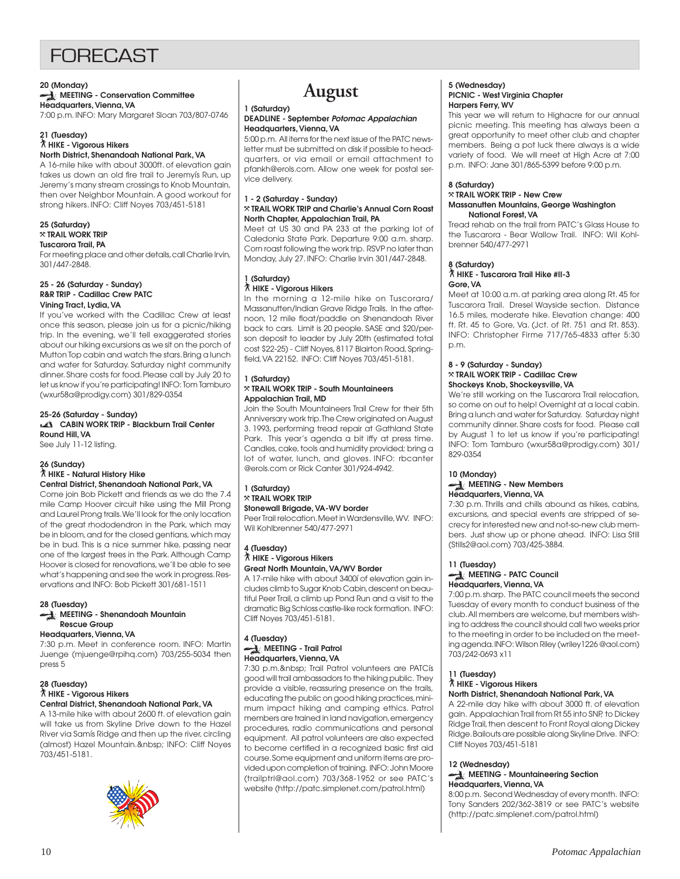# FORECAST

**20 (Monday)**
**MEETING - Conservation Committee**
**Headquarters, Vienna, VA**
7:00 p.m. INFO: Mary Margaret Sloan 703/807-0746

**21 (Tuesday)**
**HIKE - Vigorous Hikers**
**North District, Shenandoah National Park, VA**
A 16-mile hike with about 3000ft. of elevation gain takes us down an old fire trail to Jeremyís Run, up Jeremy's many stream crossings to Knob Mountain, then over Neighbor Mountain. A good workout for strong hikers. INFO: Cliff Noyes 703/451-5181

**25 (Saturday)**
**TRAIL WORK TRIP**
**Tuscarora Trail, PA**
For meeting place and other details, call Charlie Irvin, 301/447-2848.

**25 - 26 (Saturday - Sunday)**
**R&R TRIP - Cadillac Crew PATC**
**Vining Tract, Lydia, VA**
If you've worked with the Cadillac Crew at least once this season, please join us for a picnic/hiking trip. In the evening, we'll tell exaggerated stories about our hiking excursions as we sit on the porch of Mutton Top cabin and watch the stars. Bring a lunch and water for Saturday. Saturday night community dinner. Share costs for food. Please call by July 20 to let us know if you're participating! INFO: Tom Tamburo (wxur58a@prodigy.com) 301/829-0354

**25-26 (Saturday - Sunday)**
**CABIN WORK TRIP - Blackburn Trail Center**
**Round Hill, VA**
See July 11-12 listing.

**26 (Sunday)**
**HIKE - Natural History Hike**
**Central District, Shenandoah National Park, VA**
Come join Bob Pickett and friends as we do the 7.4 mile Camp Hoover circuit hike using the Mill Prong and Laurel Prong trails. We'll look for the only location of the great rhododendron in the Park, which may be in bloom, and for the closed gentians, which may be in bud. This is a nice summer hike, passing near one of the largest trees in the Park. Although Camp Hoover is closed for renovations, we'll be able to see what's happening and see the work in progress. Reservations and INFO: Bob Pickett 301/681-1511

**28 (Tuesday)**
**MEETING - Shenandoah Mountain Rescue Group**
**Headquarters, Vienna, VA**
7:30 p.m. Meet in conference room. INFO: Martin Juenge (mjuenge@rpihq.com) 703/255-5034 then press 5

**28 (Tuesday)**
**HIKE - Vigorous Hikers**
**Central District, Shenandoah National Park, VA**
A 13-mile hike with about 2600 ft. of elevation gain will take us from Skyline Drive down to the Hazel River via Samís Ridge and then up the river, circling (almost) Hazel Mountain.&nbsp; INFO: Cliff Noyes 703/451-5181.

## August

**1 (Saturday)**
**DEADLINE - September *Potomac Appalachian***
**Headquarters, Vienna, VA**
5:00 p.m. All items for the next issue of the PATC newsletter must be submitted on disk if possible to headquarters, or via email or email attachment to pfankh@erols.com. Allow one week for postal service delivery.

**1 - 2 (Saturday - Sunday)**
**TRAIL WORK TRIP and Charlie's Annual Corn Roast**
**North Chapter, Appalachian Trail, PA**
Meet at US 30 and PA 233 at the parking lot of Caledonia State Park. Departure 9:00 a.m. sharp. Corn roast following the work trip. RSVP no later than Monday, July 27. INFO: Charlie Irvin 301/447-2848.

**1 (Saturday)**
**HIKE - Vigorous Hikers**
In the morning a 12-mile hike on Tuscorara/ Massanutten/Indian Grave Ridge Trails. In the afternoon, 12 mile float/paddle on Shenandoah River back to cars. Limit is 20 people. SASE and $20/person deposit to leader by July 20th (estimated total cost $22-25) - Cliff Noyes, 8117 Blairton Road, Springfield, VA 22152. INFO: Cliff Noyes 703/451-5181.

**1 (Saturday)**
**TRAIL WORK TRIP - South Mountaineers**
**Appalachian Trail, MD**
Join the South Mountaineers Trail Crew for their 5th Anniversary work trip. The Crew originated on August 3, 1993, performing tread repair at Gathland State Park. This year's agenda a bit iffy at press time. Candles, cake, tools and humidity provided; bring a lot of water, lunch, and gloves. INFO: rbcanter @erols.com or Rick Canter 301/924-4942.

**1 (Saturday)**
**TRAIL WORK TRIP**
**Stonewall Brigade, VA-WV border**
Peer Trail relocation. Meet in Wardensville, WV. INFO: Wil Kohlbrenner 540/477-2971

**4 (Tuesday)**
**HIKE - Vigorous Hikers**
**Great North Mountain, VA/WV Border**
A 17-mile hike with about 3400í of elevation gain includes climb to Sugar Knob Cabin, descent on beautiful Peer Trail, a climb up Pond Run and a visit to the dramatic Big Schloss castle-like rock formation. INFO: Cliff Noyes 703/451-5181.

**4 (Tuesday)**
**MEETING - Trail Patrol**
**Headquarters, Vienna, VA**
7:30 p.m.&nbsp; Trail Patrol volunteers are PATCís good will trail ambassadors to the hiking public. They provide a visible, reassuring presence on the trails, educating the public on good hiking practices, minimum impact hiking and camping ethics. Patrol members are trained in land navigation, emergency procedures, radio communications and personal equipment. All patrol volunteers are also expected to become certified in a recognized basic first aid course. Some equipment and uniform items are provided upon completion of training. INFO: John Moore (trailptrl@aol.com) 703/368-1952 or see PATC's website (http://patc.simplenet.com/patrol.html)

**5 (Wednesday)**
**PICNIC - West Virginia Chapter**
**Harpers Ferry, WV**
This year we will return to Highacre for our annual picnic meeting. This meeting has always been a great opportunity to meet other club and chapter members. Being a pot luck there always is a wide variety of food. We will meet at High Acre at 7:00 p.m. INFO: Jane 301/865-5399 before 9:00 p.m.

**8 (Saturday)**
**TRAIL WORK TRIP - New Crew**
**Massanutten Mountains, George Washington National Forest, VA**
Tread rehab on the trail from PATC's Glass House to the Tuscarora - Bear Wallow Trail. INFO: Wil Kohlbrenner 540/477-2971

**8 (Saturday)**
**HIKE - Tuscarora Trail Hike #II-3**
**Gore, VA**
Meet at 10:00 a.m. at parking area along Rt. 45 for Tuscarora Trail. Dresel Wayside section. Distance 16.5 miles, moderate hike. Elevation change: 400 ft. Rt. 45 to Gore, Va. (Jct. of Rt. 751 and Rt. 853). INFO: Christopher Firme 717/765-4833 after 5:30 p.m.

**8 - 9 (Saturday - Sunday)**
**TRAIL WORK TRIP - Cadillac Crew**
**Shockeys Knob, Shockeysville, VA**
We're still working on the Tuscarora Trail relocation, so come on out to help! Overnight at a local cabin. Bring a lunch and water for Saturday. Saturday night community dinner. Share costs for food. Please call by August 1 to let us know if you're participating! INFO: Tom Tamburo (wxur58a@prodigy.com) 301/829-0354

**10 (Monday)**
**MEETING - New Members**
**Headquarters, Vienna, VA**
7:30 p.m. Thrills and chills abound as hikes, cabins, excursions, and special events are stripped of secrecy for interested new and not-so-new club members. Just show up or phone ahead. INFO: Lisa Still (Stills2@aol.com) 703/425-3884.

**11 (Tuesday)**
**MEETING - PATC Council**
**Headquarters, Vienna, VA**
7:00 p.m. sharp. The PATC council meets the second Tuesday of every month to conduct business of the club. All members are welcome, but members wishing to address the council should call two weeks prior to the meeting in order to be included on the meeting agenda. INFO: Wilson Riley (wriley1226@aol.com) 703/242-0693 x11

**11 (Tuesday)**
**HIKE - Vigorous Hikers**
**North District, Shenandoah National Park, VA**
A 22-mile day hike with about 3000 ft. of elevation gain. Appalachian Trail from Rt 55 into SNP, to Dickey Ridge Trail, then descent to Front Royal along Dickey Ridge. Bailouts are possible along Skyline Drive. INFO: Cliff Noyes 703/451-5181

**12 (Wednesday)**
**MEETING - Mountaineering Section**
**Headquarters, Vienna, VA**
8:00 p.m. Second Wednesday of every month. INFO: Tony Sanders 202/362-3819 or see PATC's website (http://patc.simplenet.com/patrol.html)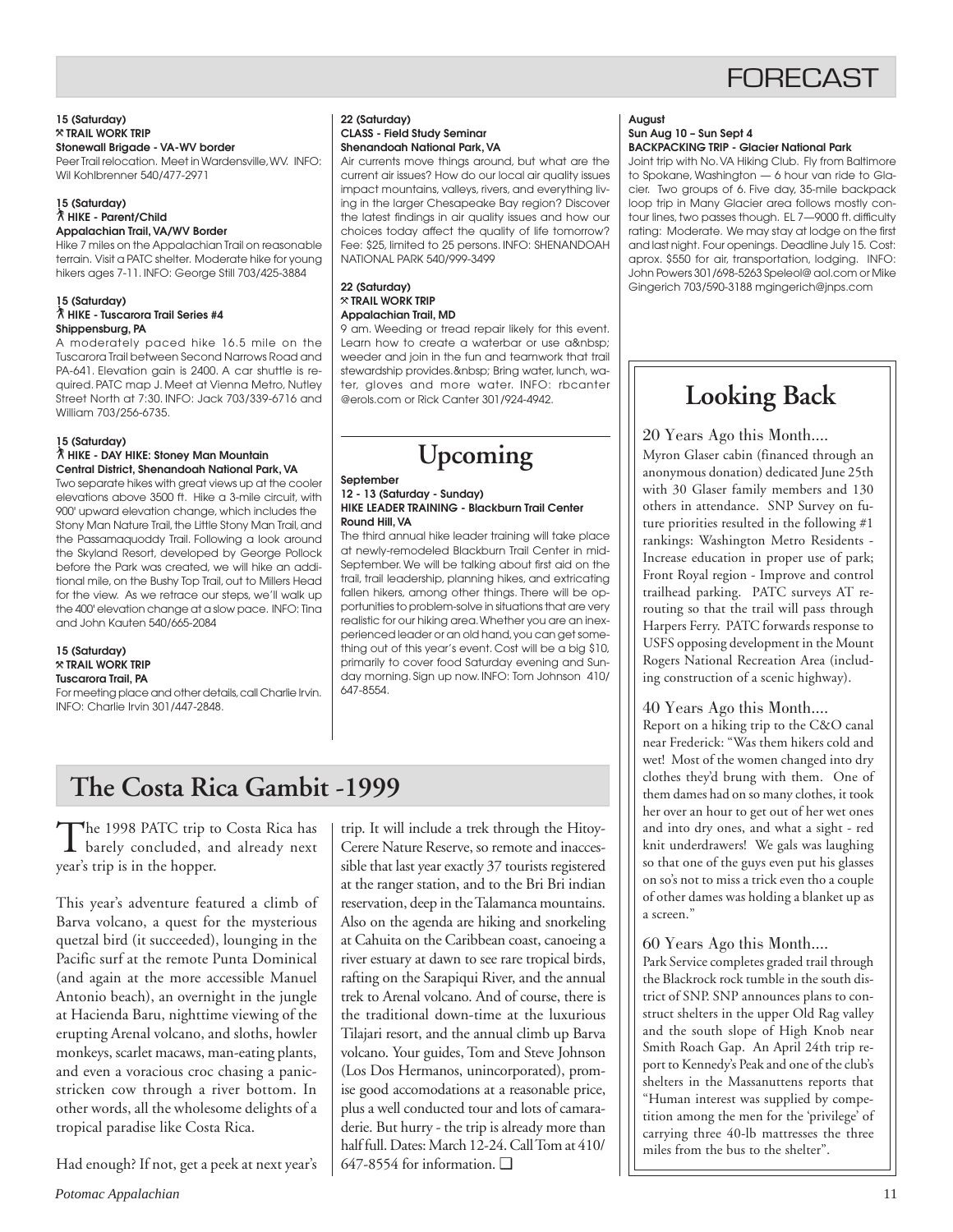# FORECAST

**15 (Saturday)**
**TRAIL WORK TRIP**
**Stonewall Brigade - VA-WV border**
Peer Trail relocation. Meet in Wardensville, WV. INFO: Wil Kohlbrenner 540/477-2971

**15 (Saturday)**
**HIKE - Parent/Child**
**Appalachian Trail, VA/WV Border**
Hike 7 miles on the Appalachian Trail on reasonable terrain. Visit a PATC shelter. Moderate hike for young hikers ages 7-11. INFO: George Still 703/425-3884

**15 (Saturday)**
**HIKE - Tuscarora Trail Series #4**
**Shippensburg, PA**
A moderately paced hike 16.5 mile on the Tuscarora Trail between Second Narrows Road and PA-641. Elevation gain is 2400. A car shuttle is required. PATC map J. Meet at Vienna Metro, Nutley Street North at 7:30. INFO: Jack 703/339-6716 and William 703/256-6735.

**15 (Saturday)**
**HIKE - DAY HIKE: Stoney Man Mountain**
**Central District, Shenandoah National Park, VA**
Two separate hikes with great views up at the cooler elevations above 3500 ft. Hike a 3-mile circuit, with 900' upward elevation change, which includes the Stony Man Nature Trail, the Little Stony Man Trail, and the Passamaquoddy Trail. Following a look around the Skyland Resort, developed by George Pollock before the Park was created, we will hike an additional mile, on the Bushy Top Trail, out to Millers Head for the view. As we retrace our steps, we'll walk up the 400' elevation change at a slow pace. INFO: Tina and John Kauten 540/665-2084

**15 (Saturday)**
**TRAIL WORK TRIP**
**Tuscarora Trail, PA**
For meeting place and other details, call Charlie Irvin. INFO: Charlie Irvin 301/447-2848.

**22 (Saturday)**
**CLASS - Field Study Seminar**
**Shenandoah National Park, VA**
Air currents move things around, but what are the current air issues? How do our local air quality issues impact mountains, valleys, rivers, and everything living in the larger Chesapeake Bay region? Discover the latest findings in air quality issues and how our choices today affect the quality of life tomorrow? Fee: $25, limited to 25 persons. INFO: SHENANDOAH NATIONAL PARK 540/999-3499

**22 (Saturday)**
**TRAIL WORK TRIP**
**Appalachian Trail, MD**
9 am. Weeding or tread repair likely for this event. Learn how to create a waterbar or use a&nbsp; weeder and join in the fun and teamwork that trail stewardship provides.&nbsp; Bring water, lunch, water, gloves and more water. INFO: rbcanter @erols.com or Rick Canter 301/924-4942.

## Upcoming

**September**
**12 - 13 (Saturday - Sunday)**
**HIKE LEADER TRAINING - Blackburn Trail Center**
**Round Hill, VA**
The third annual hike leader training will take place at newly-remodeled Blackburn Trail Center in mid-September. We will be talking about first aid on the trail, trail leadership, planning hikes, and extricating fallen hikers, among other things. There will be opportunities to problem-solve in situations that are very realistic for our hiking area. Whether you are an inexperienced leader or an old hand, you can get something out of this year's event. Cost will be a big $10, primarily to cover food Saturday evening and Sunday morning. Sign up now. INFO: Tom Johnson 410/647-8554.

**August**
**Sun Aug 10 – Sun Sept 4**
**BACKPACKING TRIP - Glacier National Park**
Joint trip with No. VA Hiking Club. Fly from Baltimore to Spokane, Washington — 6 hour van ride to Glacier. Two groups of 6. Five day, 35-mile backpack loop trip in Many Glacier area follows mostly contour lines, two passes though. EL 7—9000 ft. difficulty rating: Moderate. We may stay at lodge on the first and last night. Four openings. Deadline July 15. Cost: aprox. $550 for air, transportation, lodging. INFO: John Powers 301/698-5263 Speleol@ aol.com or Mike Gingerich 703/590-3188 mgingerich@jnps.com

## The Costa Rica Gambit -1999

The 1998 PATC trip to Costa Rica has barely concluded, and already next year's trip is in the hopper.

This year's adventure featured a climb of Barva volcano, a quest for the mysterious quetzal bird (it succeeded), lounging in the Pacific surf at the remote Punta Dominical (and again at the more accessible Manuel Antonio beach), an overnight in the jungle at Hacienda Baru, nighttime viewing of the erupting Arenal volcano, and sloths, howler monkeys, scarlet macaws, man-eating plants, and even a voracious croc chasing a panic-stricken cow through a river bottom. In other words, all the wholesome delights of a tropical paradise like Costa Rica.

Had enough? If not, get a peek at next year's trip. It will include a trek through the Hitoy-Cerere Nature Reserve, so remote and inaccessible that last year exactly 37 tourists registered at the ranger station, and to the Bri Bri indian reservation, deep in the Talamanca mountains. Also on the agenda are hiking and snorkeling at Cahuita on the Caribbean coast, canoeing a river estuary at dawn to see rare tropical birds, rafting on the Sarapiqui River, and the annual trek to Arenal volcano. And of course, there is the traditional down-time at the luxurious Tilajari resort, and the annual climb up Barva volcano. Your guides, Tom and Steve Johnson (Los Dos Hermanos, unincorporated), promise good accomodations at a reasonable price, plus a well conducted tour and lots of camaraderie. But hurry - the trip is already more than half full. Dates: March 12-24. Call Tom at 410/647-8554 for information. ❑

## Looking Back

**20 Years Ago this Month....**
Myron Glaser cabin (financed through an anonymous donation) dedicated June 25th with 30 Glaser family members and 130 others in attendance. SNP Survey on future priorities resulted in the following #1 rankings: Washington Metro Residents - Increase education in proper use of park; Front Royal region - Improve and control trailhead parking. PATC surveys AT rerouting so that the trail will pass through Harpers Ferry. PATC forwards response to USFS opposing development in the Mount Rogers National Recreation Area (including construction of a scenic highway).

**40 Years Ago this Month....**
Report on a hiking trip to the C&O canal near Frederick: "Was them hikers cold and wet! Most of the women changed into dry clothes they'd brung with them. One of them dames had on so many clothes, it took her over an hour to get out of her wet ones and into dry ones, and what a sight - red knit underdrawers! We gals was laughing so that one of the guys even put his glasses on so's not to miss a trick even tho a couple of other dames was holding a blanket up as a screen."

**60 Years Ago this Month....**
Park Service completes graded trail through the Blackrock rock tumble in the south district of SNP. SNP announces plans to construct shelters in the upper Old Rag valley and the south slope of High Knob near Smith Roach Gap. An April 24th trip report to Kennedy's Peak and one of the club's shelters in the Massanuttens reports that "Human interest was supplied by competition among the men for the 'privilege' of carrying three 40-lb mattresses the three miles from the bus to the shelter".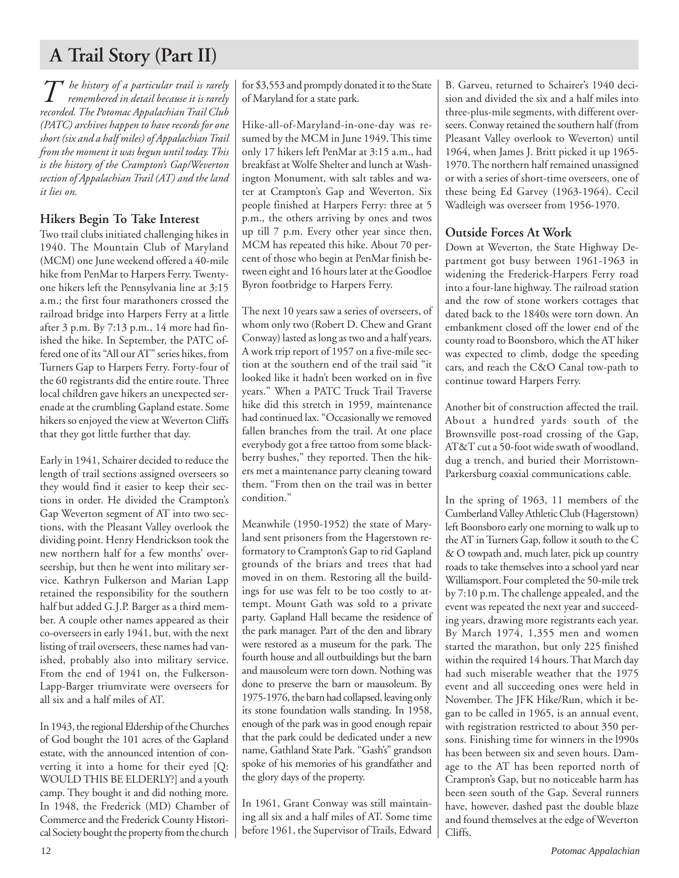# A Trail Story (Part II)

*The history of a particular trail is rarely remembered in detail because it is rarely recorded. The Potomac Appalachian Trail Club (PATC) archives happen to have records for one short (six and a half miles) of Appalachian Trail from the moment it was begun until today. This is the history of the Crampton's Gap/Weverton section of Appalachian Trail (AT) and the land it lies on.*

## Hikers Begin To Take Interest

Two trail clubs initiated challenging hikes in 1940. The Mountain Club of Maryland (MCM) one June weekend offered a 40-mile hike from PenMar to Harpers Ferry. Twenty-one hikers left the Pennsylvania line at 3:15 a.m.; the first four marathoners crossed the railroad bridge into Harpers Ferry at a little after 3 p.m. By 7:13 p.m., 14 more had finished the hike. In September, the PATC offered one of its "All our AT" series hikes, from Turners Gap to Harpers Ferry. Forty-four of the 60 registrants did the entire route. Three local children gave hikers an unexpected serenade at the crumbling Gapland estate. Some hikers so enjoyed the view at Weverton Cliffs that they got little further that day.

Early in 1941, Schairer decided to reduce the length of trail sections assigned overseers so they would find it easier to keep their sections in order. He divided the Crampton's Gap Weverton segment of AT into two sections, with the Pleasant Valley overlook the dividing point. Henry Hendrickson took the new northern half for a few months' overseership, but then he went into military service. Kathryn Fulkerson and Marian Lapp retained the responsibility for the southern half but added G.J.P. Barger as a third member. A couple other names appeared as their co-overseers in early 1941, but, with the next listing of trail overseers, these names had vanished, probably also into military service. From the end of 1941 on, the Fulkerson-Lapp-Barger triumvirate were overseers for all six and a half miles of AT.

In 1943, the regional Eldership of the Churches of God bought the 101 acres of the Gapland estate, with the announced intention of converting it into a home for their eyed [Q: WOULD THIS BE ELDERLY?] and a youth camp. They bought it and did nothing more. In 1948, the Frederick (MD) Chamber of Commerce and the Frederick County Historical Society bought the property from the church for $3,553 and promptly donated it to the State of Maryland for a state park.

Hike-all-of-Maryland-in-one-day was resumed by the MCM in June 1949. This time only 17 hikers left PenMar at 3:15 a.m., had breakfast at Wolfe Shelter and lunch at Washington Monument, with salt tables and water at Crampton's Gap and Weverton. Six people finished at Harpers Ferry: three at 5 p.m., the others arriving by ones and twos up till 7 p.m. Every other year since then, MCM has repeated this hike. About 70 percent of those who begin at PenMar finish between eight and 16 hours later at the Goodloe Byron footbridge to Harpers Ferry.

The next 10 years saw a series of overseers, of whom only two (Robert D. Chew and Grant Conway) lasted as long as two and a half years. A work trip report of 1957 on a five-mile section at the southern end of the trail said "it looked like it hadn't been worked on in five years." When a PATC Truck Trail Traverse hike did this stretch in 1959, maintenance had continued lax. "Occasionally we removed fallen branches from the trail. At one place everybody got a free tattoo from some blackberry bushes," they reported. Then the hikers met a maintenance party cleaning toward them. "From then on the trail was in better condition."

Meanwhile (1950-1952) the state of Maryland sent prisoners from the Hagerstown reformatory to Crampton's Gap to rid Gapland grounds of the briars and trees that had moved in on them. Restoring all the buildings for use was felt to be too costly to attempt. Mount Gath was sold to a private party. Gapland Hall became the residence of the park manager. Part of the den and library were restored as a museum for the park. The fourth house and all outbuildings but the barn and mausoleum were torn down. Nothing was done to preserve the barn or mausoleum. By 1975-1976, the barn had collapsed, leaving only its stone foundation walls standing. In 1958, enough of the park was in good enough repair that the park could be dedicated under a new name, Gathland State Park. "Gash's" grandson spoke of his memories of his grandfather and the glory days of the property.

In 1961, Grant Conway was still maintaining all six and a half miles of AT. Some time before 1961, the Supervisor of Trails, Edward B. Garveu, returned to Schairer's 1940 decision and divided the six and a half miles into three-plus-mile segments, with different overseers. Conway retained the southern half (from Pleasant Valley overlook to Weverton) until 1964, when James J. Britt picked it up 1965-1970. The northern half remained unassigned or with a series of short-time overseers, one of these being Ed Garvey (1963-1964). Cecil Wadleigh was overseer from 1956-1970.

## Outside Forces At Work

Down at Weverton, the State Highway Department got busy between 1961-1963 in widening the Frederick-Harpers Ferry road into a four-lane highway. The railroad station and the row of stone workers cottages that dated back to the 1840s were torn down. An embankment closed off the lower end of the county road to Boonsboro, which the AT hiker was expected to climb, dodge the speeding cars, and reach the C&O Canal tow-path to continue toward Harpers Ferry.

Another bit of construction affected the trail. About a hundred yards south of the Brownsville post-road crossing of the Gap, AT&T cut a 50-foot wide swath of woodland, dug a trench, and buried their Morristown-Parkersburg coaxial communications cable.

In the spring of 1963, 11 members of the Cumberland Valley Athletic Club (Hagerstown) left Boonsboro early one morning to walk up to the AT in Turners Gap, follow it south to the C & O towpath and, much later, pick up country roads to take themselves into a school yard near Williamsport. Four completed the 50-mile trek by 7:10 p.m. The challenge appealed, and the event was repeated the next year and succeeding years, drawing more registrants each year. By March 1974, 1,355 men and women started the marathon, but only 225 finished within the required 14 hours. That March day had such miserable weather that the 1975 event and all succeeding ones were held in November. The JFK Hike/Run, which it began to be called in 1965, is an annual event, with registration restricted to about 350 persons. Finishing time for winners in the 1990s has been between six and seven hours. Damage to the AT has been reported north of Crampton's Gap, but no noticeable harm has been seen south of the Gap. Several runners have, however, dashed past the double blaze and found themselves at the edge of Weverton Cliffs.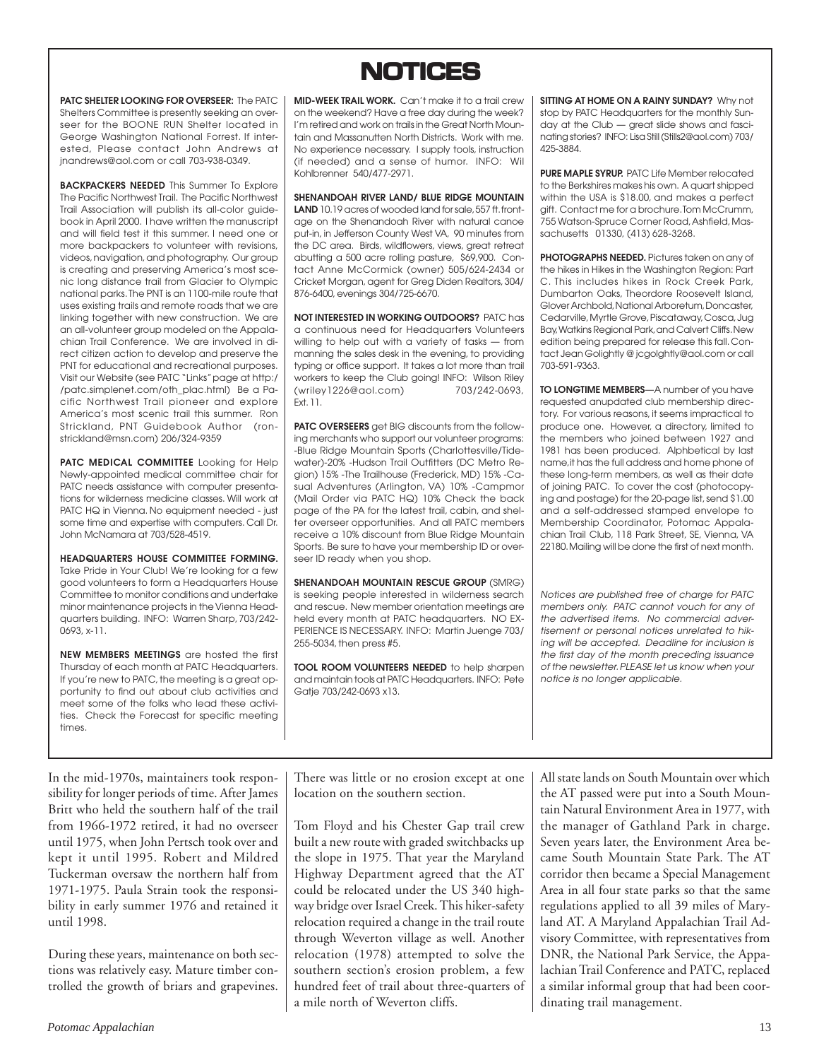# NOTICES

**PATC SHELTER LOOKING FOR OVERSEER:** The PATC Shelters Committee is presently seeking an overseer for the BOONE RUN Shelter located in George Washington National Forrest. If interested, Please contact John Andrews at jnandrews@aol.com or call 703-938-0349.

**BACKPACKERS NEEDED** This Summer To Explore The Pacific Northwest Trail. The Pacific Northwest Trail Association will publish its all-color guidebook in April 2000. I have written the manuscript and will field test it this summer. I need one or more backpackers to volunteer with revisions, videos, navigation, and photography. Our group is creating and preserving America's most scenic long distance trail from Glacier to Olympic national parks. The PNT is an 1100-mile route that uses existing trails and remote roads that we are linking together with new construction. We are an all-volunteer group modeled on the Appalachian Trail Conference. We are involved in direct citizen action to develop and preserve the PNT for educational and recreational purposes. Visit our Website (see PATC "Links" page at http://patc.simplenet.com/oth_plac.html) Be a Pacific Northwest Trail pioneer and explore America's most scenic trail this summer. Ron Strickland, PNT Guidebook Author (ronstrickland@msn.com) 206/324-9359

**PATC MEDICAL COMMITTEE** Looking for Help Newly-appointed medical committee chair for PATC needs assistance with computer presentations for wilderness medicine classes. Will work at PATC HQ in Vienna. No equipment needed - just some time and expertise with computers. Call Dr. John McNamara at 703/528-4519.

**HEADQUARTERS HOUSE COMMITTEE FORMING.** Take Pride in Your Club! We're looking for a few good volunteers to form a Headquarters House Committee to monitor conditions and undertake minor maintenance projects in the Vienna Headquarters building. INFO: Warren Sharp, 703/242-0693, x-11.

**NEW MEMBERS MEETINGS** are hosted the first Thursday of each month at PATC Headquarters. If you're new to PATC, the meeting is a great opportunity to find out about club activities and meet some of the folks who lead these activities. Check the Forecast for specific meeting times.

**MID-WEEK TRAIL WORK.** Can't make it to a trail crew on the weekend? Have a free day during the week? I'm retired and work on trails in the Great North Mountain and Massanutten North Districts. Work with me. No experience necessary. I supply tools, instruction (if needed) and a sense of humor. INFO: Wil Kohlbrenner 540/477-2971.

**SHENANDOAH RIVER LAND/ BLUE RIDGE MOUNTAIN LAND** 10.19 acres of wooded land for sale, 557 ft. frontage on the Shenandoah River with natural canoe put-in, in Jefferson County West VA, 90 minutes from the DC area. Birds, wildflowers, views, great retreat abutting a 500 acre rolling pasture, $69,900. Contact Anne McCormick (owner) 505/624-2434 or Cricket Morgan, agent for Greg Diden Realtors, 304/876-6400, evenings 304/725-6670.

**NOT INTERESTED IN WORKING OUTDOORS?** PATC has a continuous need for Headquarters Volunteers willing to help out with a variety of tasks — from manning the sales desk in the evening, to providing typing or office support. It takes a lot more than trail workers to keep the Club going! INFO: Wilson Riley (wriley1226@aol.com) 703/242-0693, Ext. 11.

**PATC OVERSEERS** get BIG discounts from the following merchants who support our volunteer programs: -Blue Ridge Mountain Sports (Charlottesville/Tidewater)-20% -Hudson Trail Outfitters (DC Metro Region) 15% -The Trailhouse (Frederick, MD) 15% -Casual Adventures (Arlington, VA) 10% -Campmor (Mail Order via PATC HQ) 10% Check the back page of the PA for the latest trail, cabin, and shelter overseer opportunities. And all PATC members receive a 10% discount from Blue Ridge Mountain Sports. Be sure to have your membership ID or overseer ID ready when you shop.

**SHENANDOAH MOUNTAIN RESCUE GROUP** (SMRG) is seeking people interested in wilderness search and rescue. New member orientation meetings are held every month at PATC headquarters. NO EXPERIENCE IS NECESSARY. INFO: Martin Juenge 703/255-5034, then press #5.

**TOOL ROOM VOLUNTEERS NEEDED** to help sharpen and maintain tools at PATC Headquarters. INFO: Pete Gatje 703/242-0693 x13.

**SITTING AT HOME ON A RAINY SUNDAY?** Why not stop by PATC Headquarters for the monthly Sunday at the Club — great slide shows and fascinating stories? INFO: Lisa Still (Stills2@aol.com) 703/425-3884.

**PURE MAPLE SYRUP.** PATC Life Member relocated to the Berkshires makes his own. A quart shipped within the USA is $18.00, and makes a perfect gift. Contact me for a brochure. Tom McCrumm, 755 Watson-Spruce Corner Road, Ashfield, Massachusetts 01330, (413) 628-3268.

**PHOTOGRAPHS NEEDED.** Pictures taken on any of the hikes in Hikes in the Washington Region: Part C. This includes hikes in Rock Creek Park, Dumbarton Oaks, Theordore Roosevelt Island, Glover Archbold, National Arboretum, Doncaster, Cedarville, Myrtle Grove, Piscataway, Cosca, Jug Bay, Watkins Regional Park, and Calvert Cliffs. New edition being prepared for release this fall. Contact Jean Golightly @ jcgolghtly@aol.com or call 703-591-9363.

**TO LONGTIME MEMBERS**—A number of you have requested anupdated club membership directory. For various reasons, it seems impractical to produce one. However, a directory, limited to the members who joined between 1927 and 1981 has been produced. Alphbetical by last name, it has the full address and home phone of these long-term members, as well as their date of joining PATC. To cover the cost (photocopying and postage) for the 20-page list, send $1.00 and a self-addressed stamped envelope to Membership Coordinator, Potomac Appalachian Trail Club, 118 Park Street, SE, Vienna, VA 22180. Mailing will be done the first of next month.

*Notices are published free of charge for PATC members only. PATC cannot vouch for any of the advertised items. No commercial advertisement or personal notices unrelated to hiking will be accepted. Deadline for inclusion is the first day of the month preceding issuance of the newsletter. PLEASE let us know when your notice is no longer applicable.*

In the mid-1970s, maintainers took responsibility for longer periods of time. After James Britt who held the southern half of the trail from 1966-1972 retired, it had no overseer until 1975, when John Pertsch took over and kept it until 1995. Robert and Mildred Tuckerman oversaw the northern half from 1971-1975. Paula Strain took the responsibility in early summer 1976 and retained it until 1998.

During these years, maintenance on both sections was relatively easy. Mature timber controlled the growth of briars and grapevines. There was little or no erosion except at one location on the southern section.

Tom Floyd and his Chester Gap trail crew built a new route with graded switchbacks up the slope in 1975. That year the Maryland Highway Department agreed that the AT could be relocated under the US 340 highway bridge over Israel Creek. This hiker-safety relocation required a change in the trail route through Weverton village as well. Another relocation (1978) attempted to solve the southern section's erosion problem, a few hundred feet of trail about three-quarters of a mile north of Weverton cliffs.

All state lands on South Mountain over which the AT passed were put into a South Mountain Natural Environment Area in 1977, with the manager of Gathland Park in charge. Seven years later, the Environment Area became South Mountain State Park. The AT corridor then became a Special Management Area in all four state parks so that the same regulations applied to all 39 miles of Maryland AT. A Maryland Appalachian Trail Advisory Committee, with representatives from DNR, the National Park Service, the Appalachian Trail Conference and PATC, replaced a similar informal group that had been coordinating trail management.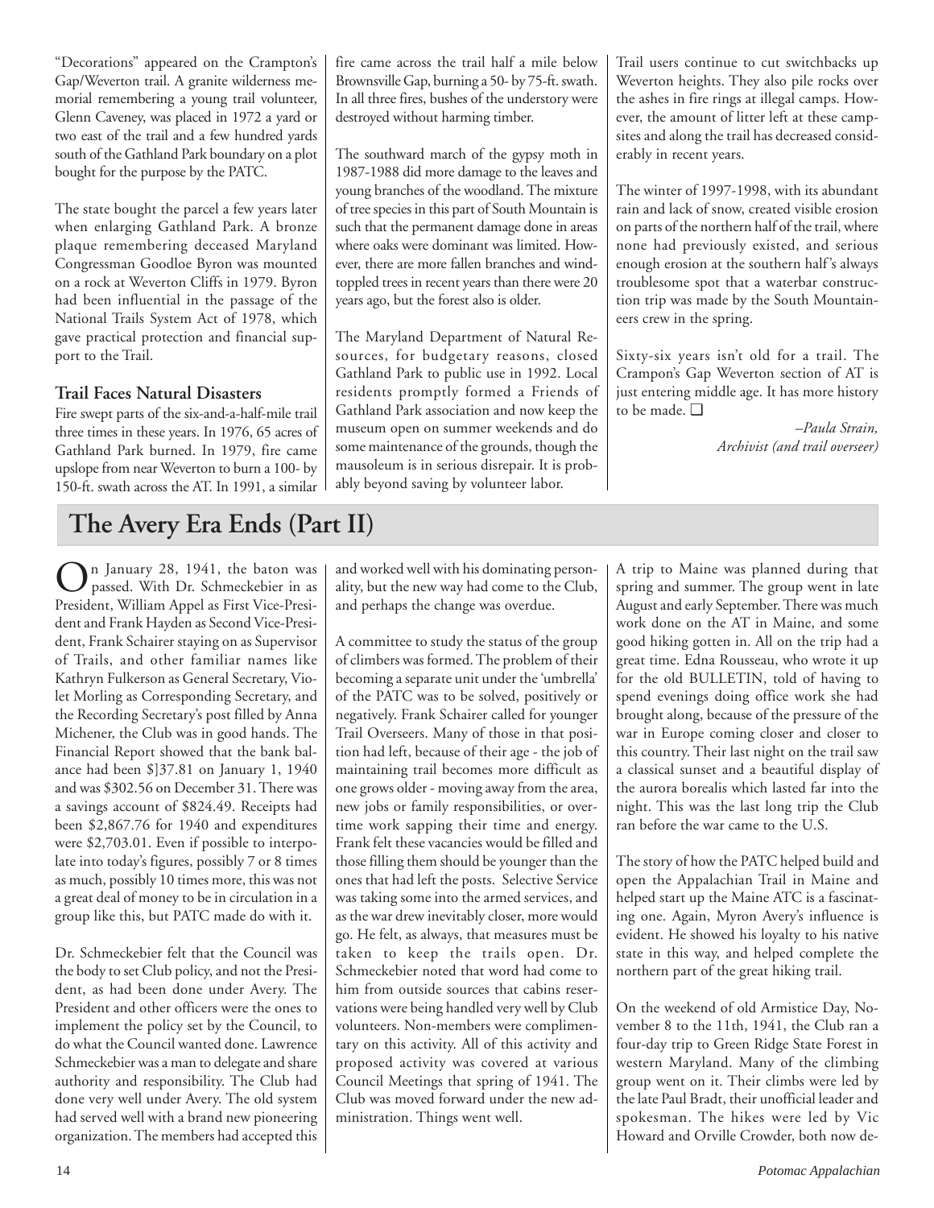"Decorations" appeared on the Crampton's Gap/Weverton trail. A granite wilderness memorial remembering a young trail volunteer, Glenn Caveney, was placed in 1972 a yard or two east of the trail and a few hundred yards south of the Gathland Park boundary on a plot bought for the purpose by the PATC.

The state bought the parcel a few years later when enlarging Gathland Park. A bronze plaque remembering deceased Maryland Congressman Goodloe Byron was mounted on a rock at Weverton Cliffs in 1979. Byron had been influential in the passage of the National Trails System Act of 1978, which gave practical protection and financial support to the Trail.

### Trail Faces Natural Disasters

Fire swept parts of the six-and-a-half-mile trail three times in these years. In 1976, 65 acres of Gathland Park burned. In 1979, fire came upslope from near Weverton to burn a 100- by 150-ft. swath across the AT. In 1991, a similar fire came across the trail half a mile below Brownsville Gap, burning a 50- by 75-ft. swath. In all three fires, bushes of the understory were destroyed without harming timber.

The southward march of the gypsy moth in 1987-1988 did more damage to the leaves and young branches of the woodland. The mixture of tree species in this part of South Mountain is such that the permanent damage done in areas where oaks were dominant was limited. However, there are more fallen branches and wind-toppled trees in recent years than there were 20 years ago, but the forest also is older.

The Maryland Department of Natural Resources, for budgetary reasons, closed Gathland Park to public use in 1992. Local residents promptly formed a Friends of Gathland Park association and now keep the museum open on summer weekends and do some maintenance of the grounds, though the mausoleum is in serious disrepair. It is probably beyond saving by volunteer labor.

Trail users continue to cut switchbacks up Weverton heights. They also pile rocks over the ashes in fire rings at illegal camps. However, the amount of litter left at these campsites and along the trail has decreased considerably in recent years.

The winter of 1997-1998, with its abundant rain and lack of snow, created visible erosion on parts of the northern half of the trail, where none had previously existed, and serious enough erosion at the southern half's always troublesome spot that a waterbar construction trip was made by the South Mountaineers crew in the spring.

Sixty-six years isn't old for a trail. The Crampon's Gap Weverton section of AT is just entering middle age. It has more history to be made. ❑

*–Paula Strain,*
*Archivist (and trail overseer)*

## The Avery Era Ends (Part II)

On January 28, 1941, the baton was passed. With Dr. Schmeckebier in as President, William Appel as First Vice-President and Frank Hayden as Second Vice-President, Frank Schairer staying on as Supervisor of Trails, and other familiar names like Kathryn Fulkerson as General Secretary, Violet Morling as Corresponding Secretary, and the Recording Secretary's post filled by Anna Michener, the Club was in good hands. The Financial Report showed that the bank balance had been $]37.81 on January 1, 1940 and was $302.56 on December 31. There was a savings account of $824.49. Receipts had been $2,867.76 for 1940 and expenditures were $2,703.01. Even if possible to interpolate into today's figures, possibly 7 or 8 times as much, possibly 10 times more, this was not a great deal of money to be in circulation in a group like this, but PATC made do with it.

Dr. Schmeckebier felt that the Council was the body to set Club policy, and not the President, as had been done under Avery. The President and other officers were the ones to implement the policy set by the Council, to do what the Council wanted done. Lawrence Schmeckebier was a man to delegate and share authority and responsibility. The Club had done very well under Avery. The old system had served well with a brand new pioneering organization. The members had accepted this and worked well with his dominating personality, but the new way had come to the Club, and perhaps the change was overdue.

A committee to study the status of the group of climbers was formed. The problem of their becoming a separate unit under the 'umbrella' of the PATC was to be solved, positively or negatively. Frank Schairer called for younger Trail Overseers. Many of those in that position had left, because of their age - the job of maintaining trail becomes more difficult as one grows older - moving away from the area, new jobs or family responsibilities, or overtime work sapping their time and energy. Frank felt these vacancies would be filled and those filling them should be younger than the ones that had left the posts. Selective Service was taking some into the armed services, and as the war drew inevitably closer, more would go. He felt, as always, that measures must be taken to keep the trails open. Dr. Schmeckebier noted that word had come to him from outside sources that cabins reservations were being handled very well by Club volunteers. Non-members were complimentary on this activity. All of this activity and proposed activity was covered at various Council Meetings that spring of 1941. The Club was moved forward under the new administration. Things went well.

A trip to Maine was planned during that spring and summer. The group went in late August and early September. There was much work done on the AT in Maine, and some good hiking gotten in. All on the trip had a great time. Edna Rousseau, who wrote it up for the old BULLETIN, told of having to spend evenings doing office work she had brought along, because of the pressure of the war in Europe coming closer and closer to this country. Their last night on the trail saw a classical sunset and a beautiful display of the aurora borealis which lasted far into the night. This was the last long trip the Club ran before the war came to the U.S.

The story of how the PATC helped build and open the Appalachian Trail in Maine and helped start up the Maine ATC is a fascinating one. Again, Myron Avery's influence is evident. He showed his loyalty to his native state in this way, and helped complete the northern part of the great hiking trail.

On the weekend of old Armistice Day, November 8 to the 11th, 1941, the Club ran a four-day trip to Green Ridge State Forest in western Maryland. Many of the climbing group went on it. Their climbs were led by the late Paul Bradt, their unofficial leader and spokesman. The hikes were led by Vic Howard and Orville Crowder, both now de-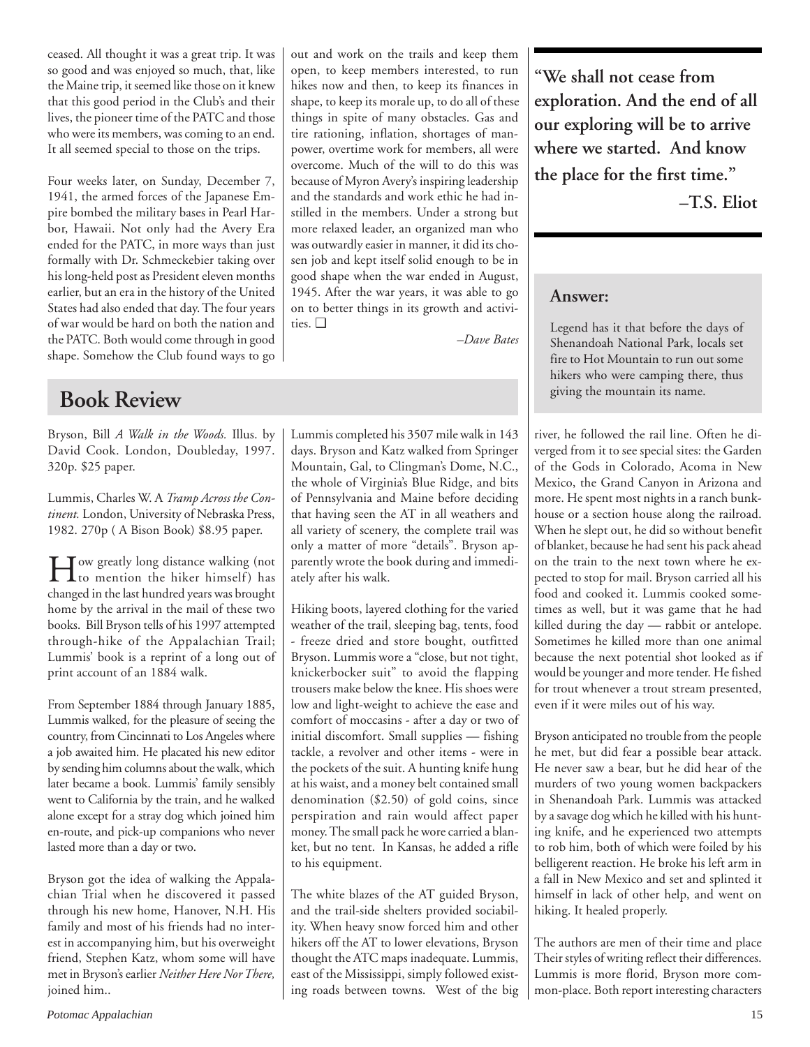ceased. All thought it was a great trip. It was so good and was enjoyed so much, that, like the Maine trip, it seemed like those on it knew that this good period in the Club's and their lives, the pioneer time of the PATC and those who were its members, was coming to an end. It all seemed special to those on the trips.

Four weeks later, on Sunday, December 7, 1941, the armed forces of the Japanese Empire bombed the military bases in Pearl Harbor, Hawaii. Not only had the Avery Era ended for the PATC, in more ways than just formally with Dr. Schmeckebier taking over his long-held post as President eleven months earlier, but an era in the history of the United States had also ended that day. The four years of war would be hard on both the nation and the PATC. Both would come through in good shape. Somehow the Club found ways to go out and work on the trails and keep them open, to keep members interested, to run hikes now and then, to keep its finances in shape, to keep its morale up, to do all of these things in spite of many obstacles. Gas and tire rationing, inflation, shortages of manpower, overtime work for members, all were overcome. Much of the will to do this was because of Myron Avery's inspiring leadership and the standards and work ethic he had instilled in the members. Under a strong but more relaxed leader, an organized man who was outwardly easier in manner, it did its chosen job and kept itself solid enough to be in good shape when the war ended in August, 1945. After the war years, it was able to go on to better things in its growth and activities. ❑

*–Dave Bates*

**"We shall not cease from exploration. And the end of all our exploring will be to arrive where we started. And know the place for the first time."**
**–T.S. Eliot**

**Answer:**

Legend has it that before the days of Shenandoah National Park, locals set fire to Hot Mountain to run out some hikers who were camping there, thus giving the mountain its name.

## Book Review

Bryson, Bill *A Walk in the Woods.* Illus. by David Cook. London, Doubleday, 1997. 320p. $25 paper.

Lummis, Charles W. A *Tramp Across the Continent.* London, University of Nebraska Press, 1982. 270p ( A Bison Book) $8.95 paper.

How greatly long distance walking (not to mention the hiker himself) has changed in the last hundred years was brought home by the arrival in the mail of these two books. Bill Bryson tells of his 1997 attempted through-hike of the Appalachian Trail; Lummis' book is a reprint of a long out of print account of an 1884 walk.

From September 1884 through January 1885, Lummis walked, for the pleasure of seeing the country, from Cincinnati to Los Angeles where a job awaited him. He placated his new editor by sending him columns about the walk, which later became a book. Lummis' family sensibly went to California by the train, and he walked alone except for a stray dog which joined him en-route, and pick-up companions who never lasted more than a day or two.

Bryson got the idea of walking the Appalachian Trial when he discovered it passed through his new home, Hanover, N.H. His family and most of his friends had no interest in accompanying him, but his overweight friend, Stephen Katz, whom some will have met in Bryson's earlier *Neither Here Nor There,* joined him..

Lummis completed his 3507 mile walk in 143 days. Bryson and Katz walked from Springer Mountain, Gal, to Clingman's Dome, N.C., the whole of Virginia's Blue Ridge, and bits of Pennsylvania and Maine before deciding that having seen the AT in all weathers and all variety of scenery, the complete trail was only a matter of more "details". Bryson apparently wrote the book during and immediately after his walk.

Hiking boots, layered clothing for the varied weather of the trail, sleeping bag, tents, food - freeze dried and store bought, outfitted Bryson. Lummis wore a "close, but not tight, knickerbocker suit" to avoid the flapping trousers make below the knee. His shoes were low and light-weight to achieve the ease and comfort of moccasins - after a day or two of initial discomfort. Small supplies — fishing tackle, a revolver and other items - were in the pockets of the suit. A hunting knife hung at his waist, and a money belt contained small denomination ($2.50) of gold coins, since perspiration and rain would affect paper money. The small pack he wore carried a blanket, but no tent. In Kansas, he added a rifle to his equipment.

The white blazes of the AT guided Bryson, and the trail-side shelters provided sociability. When heavy snow forced him and other hikers off the AT to lower elevations, Bryson thought the ATC maps inadequate. Lummis, east of the Mississippi, simply followed existing roads between towns. West of the big river, he followed the rail line. Often he diverged from it to see special sites: the Garden of the Gods in Colorado, Acoma in New Mexico, the Grand Canyon in Arizona and more. He spent most nights in a ranch bunkhouse or a section house along the railroad. When he slept out, he did so without benefit of blanket, because he had sent his pack ahead on the train to the next town where he expected to stop for mail. Bryson carried all his food and cooked it. Lummis cooked sometimes as well, but it was game that he had killed during the day — rabbit or antelope. Sometimes he killed more than one animal because the next potential shot looked as if would be younger and more tender. He fished for trout whenever a trout stream presented, even if it were miles out of his way.

Bryson anticipated no trouble from the people he met, but did fear a possible bear attack. He never saw a bear, but he did hear of the murders of two young women backpackers in Shenandoah Park. Lummis was attacked by a savage dog which he killed with his hunting knife, and he experienced two attempts to rob him, both of which were foiled by his belligerent reaction. He broke his left arm in a fall in New Mexico and set and splinted it himself in lack of other help, and went on hiking. It healed properly.

The authors are men of their time and place Their styles of writing reflect their differences. Lummis is more florid, Bryson more common-place. Both report interesting characters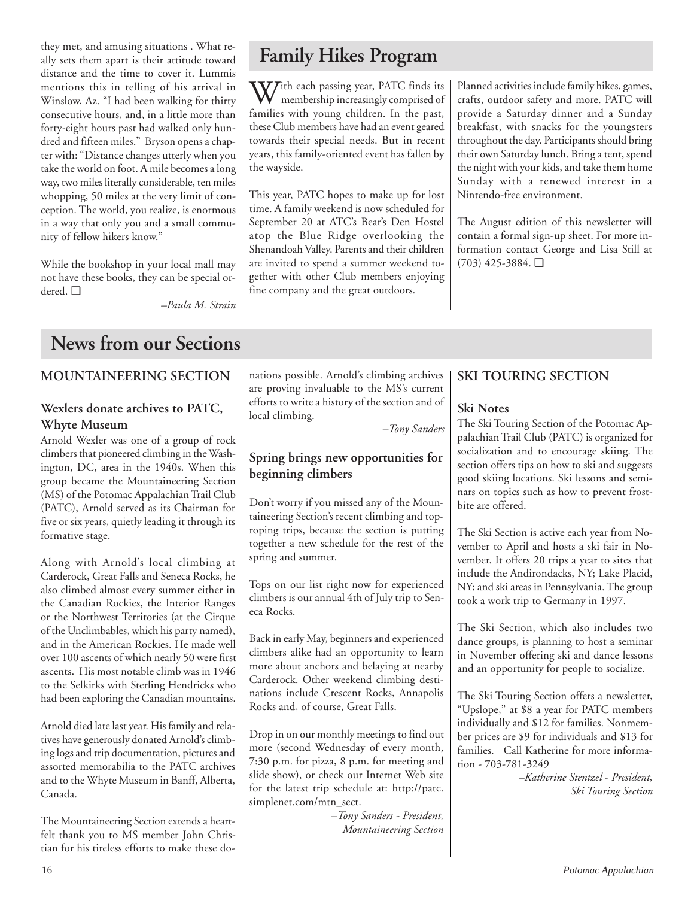they met, and amusing situations . What really sets them apart is their attitude toward distance and the time to cover it. Lummis mentions this in telling of his arrival in Winslow, Az. "I had been walking for thirty consecutive hours, and, in a little more than forty-eight hours past had walked only hundred and fifteen miles." Bryson opens a chapter with: "Distance changes utterly when you take the world on foot. A mile becomes a long way, two miles literally considerable, ten miles whopping, 50 miles at the very limit of conception. The world, you realize, is enormous in a way that only you and a small community of fellow hikers know."

While the bookshop in your local mall may not have these books, they can be special ordered. ❑

*–Paula M. Strain*

# Family Hikes Program

With each passing year, PATC finds its membership increasingly comprised of families with young children. In the past, these Club members have had an event geared towards their special needs. But in recent years, this family-oriented event has fallen by the wayside.

This year, PATC hopes to make up for lost time. A family weekend is now scheduled for September 20 at ATC's Bear's Den Hostel atop the Blue Ridge overlooking the Shenandoah Valley. Parents and their children are invited to spend a summer weekend together with other Club members enjoying fine company and the great outdoors.

Planned activities include family hikes, games, crafts, outdoor safety and more. PATC will provide a Saturday dinner and a Sunday breakfast, with snacks for the youngsters throughout the day. Participants should bring their own Saturday lunch. Bring a tent, spend the night with your kids, and take them home Sunday with a renewed interest in a Nintendo-free environment.

The August edition of this newsletter will contain a formal sign-up sheet. For more information contact George and Lisa Still at (703) 425-3884. ❑

# News from our Sections

## MOUNTAINEERING SECTION

### Wexlers donate archives to PATC, Whyte Museum

Arnold Wexler was one of a group of rock climbers that pioneered climbing in the Washington, DC, area in the 1940s. When this group became the Mountaineering Section (MS) of the Potomac Appalachian Trail Club (PATC), Arnold served as its Chairman for five or six years, quietly leading it through its formative stage.

Along with Arnold's local climbing at Carderock, Great Falls and Seneca Rocks, he also climbed almost every summer either in the Canadian Rockies, the Interior Ranges or the Northwest Territories (at the Cirque of the Unclimbables, which his party named), and in the American Rockies. He made well over 100 ascents of which nearly 50 were first ascents. His most notable climb was in 1946 to the Selkirks with Sterling Hendricks who had been exploring the Canadian mountains.

Arnold died late last year. His family and relatives have generously donated Arnold's climbing logs and trip documentation, pictures and assorted memorabilia to the PATC archives and to the Whyte Museum in Banff, Alberta, Canada.

The Mountaineering Section extends a heartfelt thank you to MS member John Christian for his tireless efforts to make these donations possible. Arnold's climbing archives are proving invaluable to the MS's current efforts to write a history of the section and of local climbing.

*–Tony Sanders*

### Spring brings new opportunities for beginning climbers

Don't worry if you missed any of the Mountaineering Section's recent climbing and toproping trips, because the section is putting together a new schedule for the rest of the spring and summer.

Tops on our list right now for experienced climbers is our annual 4th of July trip to Seneca Rocks.

Back in early May, beginners and experienced climbers alike had an opportunity to learn more about anchors and belaying at nearby Carderock. Other weekend climbing destinations include Crescent Rocks, Annapolis Rocks and, of course, Great Falls.

Drop in on our monthly meetings to find out more (second Wednesday of every month, 7:30 p.m. for pizza, 8 p.m. for meeting and slide show), or check our Internet Web site for the latest trip schedule at: http://patc.simplenet.com/mtn_sect.

*–Tony Sanders - President, Mountaineering Section*

## SKI TOURING SECTION

### Ski Notes

The Ski Touring Section of the Potomac Appalachian Trail Club (PATC) is organized for socialization and to encourage skiing. The section offers tips on how to ski and suggests good skiing locations. Ski lessons and seminars on topics such as how to prevent frostbite are offered.

The Ski Section is active each year from November to April and hosts a ski fair in November. It offers 20 trips a year to sites that include the Andirondacks, NY; Lake Placid, NY; and ski areas in Pennsylvania. The group took a work trip to Germany in 1997.

The Ski Section, which also includes two dance groups, is planning to host a seminar in November offering ski and dance lessons and an opportunity for people to socialize.

The Ski Touring Section offers a newsletter, "Upslope," at $8 a year for PATC members individually and $12 for families. Nonmember prices are $9 for individuals and $13 for families. Call Katherine for more information - 703-781-3249

*–Katherine Stentzel - President, Ski Touring Section*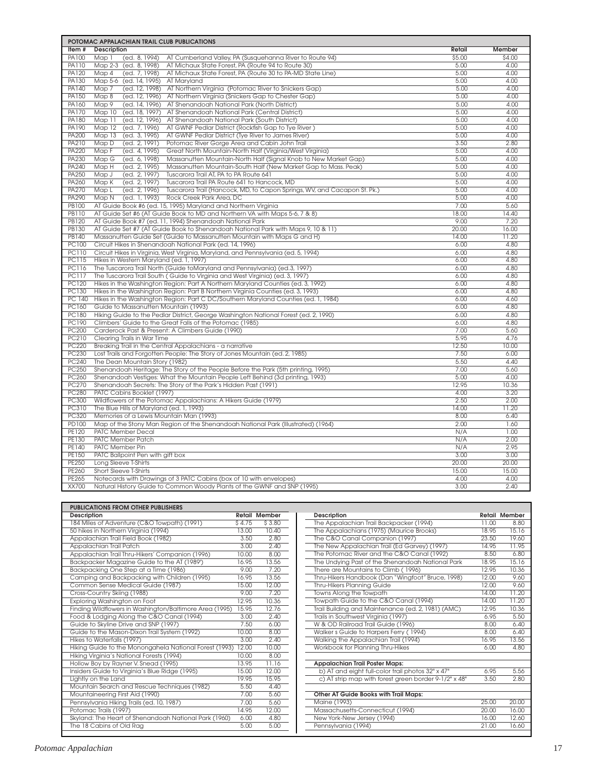## POTOMAC APPALACHIAN TRAIL CLUB PUBLICATIONS

| Item # | Description | Retail | Member |
|---|---|---|---|
| PA100 | Map 1 (ed. 8, 1994) AT Cumberland Valley, PA (Susquehanna River to Route 94) | $5.00 | $4.00 |
| PA110 | Map 2-3 (ed. 8, 1998) AT Michaux State Forest, PA (Route 94 to Route 30) | 5.00 | 4.00 |
| PA120 | Map 4 (ed. 7, 1998) AT Michaux State Forest, PA (Route 30 to PA-MD State Line) | 5.00 | 4.00 |
| PA130 | Map 5-6 (ed. 14, 1995) AT Maryland | 5.00 | 4.00 |
| PA140 | Map 7 (ed. 12, 1998) AT Northern Virginia (Potomac River to Snickers Gap) | 5.00 | 4.00 |
| PA150 | Map 8 (ed. 12, 1996) AT Northern Virginia (Snickers Gap to Chester Gap) | 5.00 | 4.00 |
| PA160 | Map 9 (ed. 14, 1996) AT Shenandoah National Park (North District) | 5.00 | 4.00 |
| PA170 | Map 10 (ed. 18, 1997) AT Shenandoah National Park (Central District) | 5.00 | 4.00 |
| PA180 | Map 11 (ed. 12, 1996) AT Shenandoah National Park (South District) | 5.00 | 4.00 |
| PA190 | Map 12 (ed. 7, 1996) AT GWNF Pedlar District (Rockfish Gap to Tye River ) | 5.00 | 4.00 |
| PA200 | Map 13 (ed. 3, 1995) AT GWNF Pedlar District (Tye River to James River) | 5.00 | 4.00 |
| PA210 | Map D (ed. 2, 1991) Potomac River Gorge Area and Cabin John Trail | 3.50 | 2.80 |
| PA220 | Map F (ed. 4, 1995) Great North Mountain-North Half (Virginia/West Virginia) | 5.00 | 4.00 |
| PA230 | Map G (ed. 6, 1998) Massanutten Mountain-North Half (Signal Knob to New Market Gap) | 5.00 | 4.00 |
| PA240 | Map H (ed. 2, 1995) Massanutten Mountain-South Half (New Market Gap to Mass. Peak) | 5.00 | 4.00 |
| PA250 | Map J (ed. 2, 1997) Tuscarora Trail AT, PA to PA Route 641 | 5.00 | 4.00 |
| PA260 | Map K (ed. 2, 1997) Tuscarora Trail PA Route 641 to Hancock, MD | 5.00 | 4.00 |
| PA270 | Map L (ed. 2, 1996) Tuscarora Trail (Hancock, MD, to Capon Springs, WV, and Cacapon St. Pk.) | 5.00 | 4.00 |
| PA290 | Map N (ed. 1, 1993) Rock Creek Park Area, DC | 5.00 | 4.00 |
| PB100 | AT Guide Book #6 (ed. 15, 1995) Maryland and Northern Virginia | 7.00 | 5.60 |
| PB110 | AT Guide Set #6 (AT Guide Book to MD and Northern VA with Maps 5-6, 7 & 8) | 18.00 | 14.40 |
| PB120 | AT Guide Book #7 (ed. 11, 1994) Shenandoah National Park | 9.00 | 7.20 |
| PB130 | AT Guide Set #7 (AT Guide Book to Shenandoah National Park with Maps 9, 10 & 11) | 20.00 | 16.00 |
| PB140 | Massanutten Guide Set (Guide to Massanutten Mountain with Maps G and H) | 14.00 | 11.20 |
| PC100 | Circuit Hikes in Shenandoah National Park (ed. 14, 1996) | 6.00 | 4.80 |
| PC110 | Circuit Hikes in Virginia, West Virginia, Maryland, and Pennsylvania (ed. 5, 1994) | 6.00 | 4.80 |
| PC115 | Hikes in Western Maryland (ed. 1, 1997) | 6.00 | 4.80 |
| PC116 | The Tuscarora Trail North (Guide toMaryland and Pennsylvania) (ed.3, 1997) | 6.00 | 4.80 |
| PC117 | The Tuscarora Trail South ( Guide to Virginia and West Virginia) (ed. 3, 1997) | 6.00 | 4.80 |
| PC120 | Hikes in the Washington Region: Part A Northern Maryland Counties (ed. 3, 1992) | 6.00 | 4.80 |
| PC130 | Hikes in the Washington Region: Part B Northern Virginia Counties (ed. 3, 1993) | 6.00 | 4.80 |
| PC 140 | Hikes in the Washington Region: Part C DC/Southern Maryland Counties (ed. 1, 1984) | 6.00 | 4.60 |
| PC160 | Guide to Massanutten Mountain (1993) | 6.00 | 4.80 |
| PC180 | Hiking Guide to the Pedlar District, George Washington National Forest (ed. 2, 1990) | 6.00 | 4.80 |
| PC190 | Climbers' Guide to the Great Falls of the Potomac (1985) | 6.00 | 4.80 |
| PC200 | Carderock Past & Present: A Climbers Guide (1990) | 7.00 | 5.60 |
| PC210 | Clearing Trails in War Time | 5.95 | 4.76 |
| PC220 | Breaking Trail in the Central Appalachians - a narrative | 12.50 | 10.00 |
| PC230 | Lost Trails and Forgotten People: The Story of Jones Mountain (ed. 2, 1985) | 7.50 | 6.00 |
| PC240 | The Dean Mountain Story (1982) | 5.50 | 4.40 |
| PC250 | Shenandoah Heritage: The Story of the People Before the Park (5th printing, 1995) | 7.00 | 5.60 |
| PC260 | Shenandoah Vestiges: What the Mountain People Left Behind (3d printing, 1993) | 5.00 | 4.00 |
| PC270 | Shenandoah Secrets: The Story of the Park's Hidden Past (1991) | 12.95 | 10.36 |
| PC280 | PATC Cabins Booklet (1997) | 4.00 | 3.20 |
| PC300 | Wildflowers of the Potomac Appalachians: A Hikers Guide (1979) | 2.50 | 2.00 |
| PC310 | The Blue Hills of Maryland (ed. 1, 1993) | 14.00 | 11.20 |
| PC320 | Memories of a Lewis Mountain Man (1993) | 8.00 | 6.40 |
| PD100 | Map of the Stony Man Region of the Shenandoah National Park (Illustrated) (1964) | 2.00 | 1.60 |
| PE120 | PATC Member Decal | N/A | 1.00 |
| PE130 | PATC Member Patch | N/A | 2.00 |
| PE140 | PATC Member Pin | N/A | 2.95 |
| PE150 | PATC Ballpoint Pen with gift box | 3.00 | 3.00 |
| PE250 | Long Sleeve T-Shirts | 20.00 | 20.00 |
| PE260 | Short Sleeve T-Shirts | 15.00 | 15.00 |
| PE265 | Notecards with Drawings of 3 PATC Cabins (box of 10 with envelopes) | 4.00 | 4.00 |
| XX700 | Natural History Guide to Common Woody Plants of the GWNF and SNP (1995) | 3.00 | 2.40 |

## PUBLICATIONS FROM OTHER PUBLISHERS

| Description | Retail | Member |
|---|---|---|
| 184 Miles of Adventure (C&O Towpath) (1991) | $ 4.75 | $ 3.80 |
| 50 hikes in Northern Virginia (1994) | 13.00 | 10.40 |
| Appalachian Trail Field Book (1982) | 3.50 | 2.80 |
| Appalachian Trail Patch | 3.00 | 2.40 |
| Appalachian Trail Thru-Hikers' Companion (1996) | 10.00 | 8.00 |
| Backpacker Magazine Guide to the AT (1989') | 16.95 | 13.56 |
| Backpacking One Step at a Time (1986) | 9.00 | 7.20 |
| Camping and Backpacking with Children (1995) | 16.95 | 13.56 |
| Common Sense Medical Guide (1987) | 15.00 | 12.00 |
| Cross-Country Skiing (1988) | 9.00 | 7.20 |
| Exploring Washington on Foot | 12.95 | 10.36 |
| Finding Wildflowers in Washington/Baltimore Area (1995) | 15.95 | 12.76 |
| Food & Lodging Along the C&O Canal (1994) | 3.00 | 2.40 |
| Guide to Skyline Drive and SNP (1997) | 7.50 | 6.00 |
| Guide to the Mason-Dixon Trail System (1992) | 10.00 | 8.00 |
| Hikes to Waterfalls (1997) | 3.00 | 2.40 |
| Hiking Guide to the Monongahela National Forest (1993) | 12.00 | 10.00 |
| Hiking Virginia's National Forests (1994) | 10.00 | 8.00 |
| Hollow Boy by Rayner V. Snead (1995) | 13.95 | 11.16 |
| Insiders Guide to Virginia's Blue Ridge (1995) | 15.00 | 12.00 |
| Lightly on the Land | 19.95 | 15.95 |
| Mountain Search and Rescue Techniques (1982) | 5.50 | 4.40 |
| Mountaineering First Aid (1990) | 7.00 | 5.60 |
| Pennsylvania Hiking Trails (ed. 10, 1987) | 7.00 | 5.60 |
| Potomac Trails (1997) | 14.95 | 12.00 |
| Skyland: The Heart of Shenandoah National Park (1960) | 6.00 | 4.80 |
| The 18 Cabins of Old Rag | 5.00 | 5.00 |
| The Appalachian Trail Backpacker (1994) | 11.00 | 8.80 |
| The Appalachians (1975) (Maurice Brooks) | 18.95 | 15.16 |
| The C&O Canal Companion (1997) | 23.50 | 19.60 |
| The New Appalachian Trail (Ed Garvey) (1997) | 14.95 | 11.95 |
| The Potomac River and the C&O Canal (1992) | 8.50 | 6.80 |
| The Undying Past of the Shenandoah National Park | 18.95 | 15.16 |
| There are Mountains to Climb ( 1996) | 12.95 | 10.36 |
| Thru-Hikers Handbook (Dan "Wingfoot" Bruce, 1998) | 12.00 | 9.60 |
| Thru-Hikers Planning Guide | 12.00 | 9.60 |
| Towns Along the Towpath | 14.00 | 11.20 |
| Towpath Guide to the C&O Canal (1994) | 14.00 | 11.20 |
| Trail Building and Maintenance (ed. 2, 1981) (AMC) | 12.95 | 10.36 |
| Trails in Southwest Virginia (1997) | 6.95 | 5.50 |
| W & OD Railroad Trail Guide (1996) | 8.00 | 6.40 |
| Walker s Guide to Harpers Ferry ( 1994) | 8.00 | 6.40 |
| Walking the Appalachian Trail (1994) | 16.95 | 13.56 |
| Workbook for Planning Thru-Hikes | 6.00 | 4.80 |
| **Appalachian Trail Poster Maps:** | | |
| b) AT and eight full-color trail photos 32" x 47" | 6.95 | 5.56 |
| c) AT strip map with forest green border 9-1/2" x 48" | 3.50 | 2.80 |
| **Other AT Guide Books with Trail Maps:** | | |
| Maine (1993) | 25.00 | 20.00 |
| Massachusetts-Connecticut (1994) | 20.00 | 16.00 |
| New York-New Jersey (1994) | 16.00 | 12.60 |
| Pennsylvania (1994) | 21.00 | 16.60 |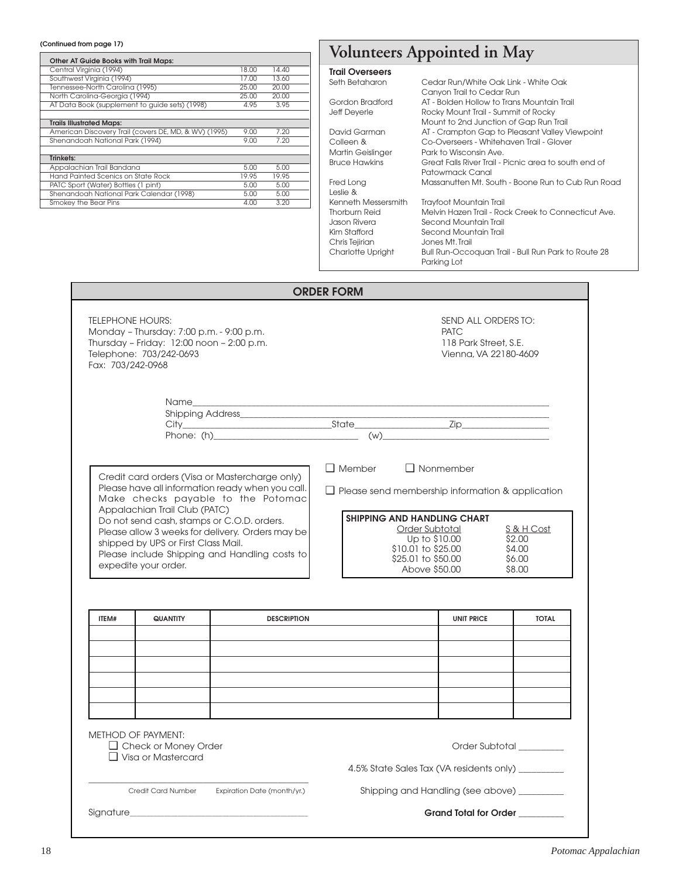(Continued from page 17)

| Other AT Guide Books with Trail Maps: | | |
|---|---|---|
| Central Virginia (1994) | 18.00 | 14.40 |
| Southwest Virginia (1994) | 17.00 | 13.60 |
| Tennessee-North Carolina (1995) | 25.00 | 20.00 |
| North Carolina-Georgia (1994) | 25.00 | 20.00 |
| AT Data Book (supplement to guide sets) (1998) | 4.95 | 3.95 |
| **Trails Illustrated Maps:** | | |
| American Discovery Trail (covers DE, MD, & WV) (1995) | 9.00 | 7.20 |
| Shenandoah National Park (1994) | 9.00 | 7.20 |
| **Trinkets:** | | |
| Appalachian Trail Bandana | 5.00 | 5.00 |
| Hand Painted Scenics on State Rock | 19.95 | 19.95 |
| PATC Sport (Water) Bottles (1 pint) | 5.00 | 5.00 |
| Shenandoah National Park Calendar (1998) | 5.00 | 5.00 |
| Smokey the Bear Pins | 4.00 | 3.20 |

# Volunteers Appointed in May

**Trail Overseers**

| | |
|---|---|
| Seth Betaharon | Cedar Run/White Oak Link - White Oak Canyon Trail to Cedar Run |
| Gordon Bradford | AT - Bolden Hollow to Trans Mountain Trail |
| Jeff Deyerle | Rocky Mount Trail - Summit of Rocky Mount to 2nd Junction of Gap Run Trail |
| David Garman | AT - Crampton Gap to Pleasant Valley Viewpoint |
| Colleen & Martin Geislinger | Co-Overseers - Whitehaven Trail - Glover Park to Wisconsin Ave. |
| Bruce Hawkins | Great Falls River Trail - Picnic area to south end of Patowmack Canal |
| Fred Long | Massanutten Mt. South - Boone Run to Cub Run Road |
| Leslie & Kenneth Messersmith | Trayfoot Mountain Trail |
| Thorburn Reid | Melvin Hazen Trail - Rock Creek to Connecticut Ave. |
| Jason Rivera | Second Mountain Trail |
| Kim Stafford | Second Mountain Trail |
| Chris Tejirian | Jones Mt. Trail |
| Charlotte Upright | Bull Run-Occoquan Trail - Bull Run Park to Route 28 Parking Lot |

## ORDER FORM

TELEPHONE HOURS:
Monday – Thursday: 7:00 p.m. - 9:00 p.m.
Thursday – Friday: 12:00 noon – 2:00 p.m.
Telephone: 703/242-0693
Fax: 703/242-0968

SEND ALL ORDERS TO:
PATC
118 Park Street, S.E.
Vienna, VA 22180-4609

Name______________________________
Shipping Address______________________________
City______________ State______________ Zip______________
Phone: (h)______________ (w)______________

Credit card orders (Visa or Mastercharge only) Please have all information ready when you call. Make checks payable to the Potomac Appalachian Trail Club (PATC)
Do not send cash, stamps or C.O.D. orders.
Please allow 3 weeks for delivery. Orders may be shipped by UPS or First Class Mail.
Please include Shipping and Handling costs to expedite your order.

❑ Member ❑ Nonmember

❑ Please send membership information & application

**SHIPPING AND HANDLING CHART**

| Order Subtotal | S & H Cost |
|---|---|
| Up to $10.00 | $2.00 |
| $10.01 to $25.00 | $4.00 |
| $25.01 to $50.00 | $6.00 |
| Above $50.00 | $8.00 |

| ITEM# | QUANTITY | DESCRIPTION | UNIT PRICE | TOTAL |
|---|---|---|---|---|
| | | | | |
| | | | | |
| | | | | |
| | | | | |
| | | | | |
| | | | | |

METHOD OF PAYMENT:
❑ Check or Money Order
❑ Visa or Mastercard

______________________________
Credit Card Number Expiration Date (month/yr.)

Signature______________________________

Order Subtotal __________

4.5% State Sales Tax (VA residents only) __________

Shipping and Handling (see above) __________

**Grand Total for Order** __________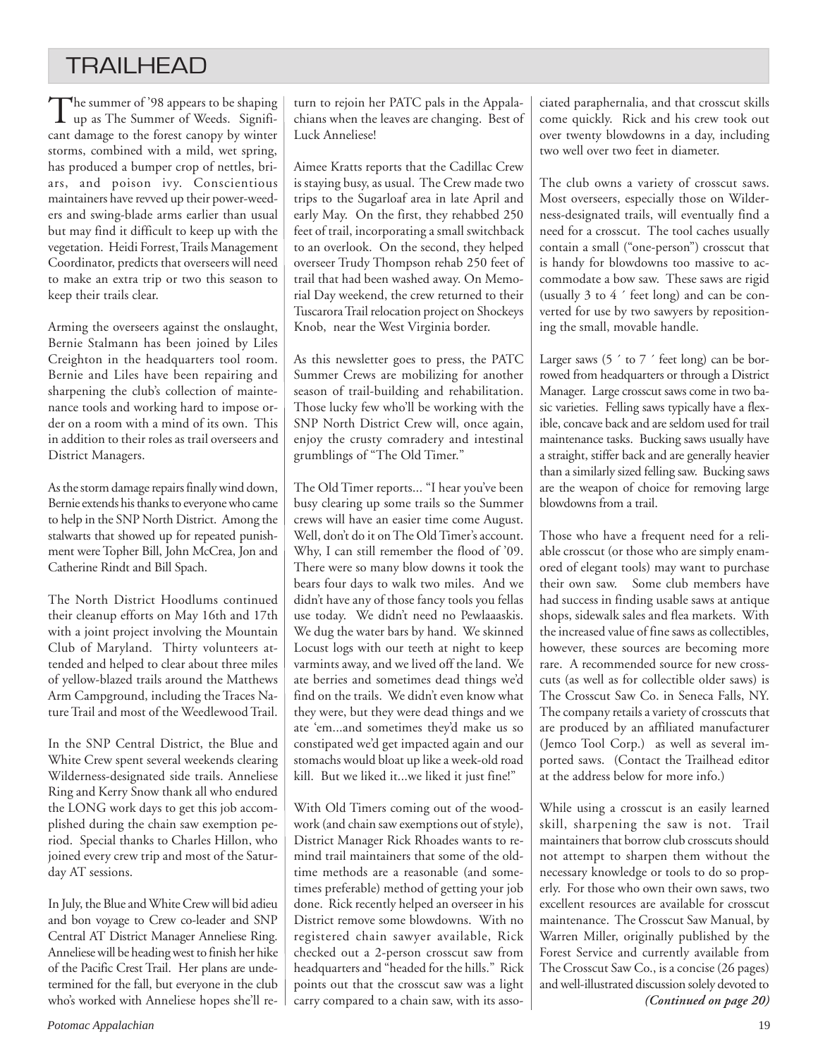# TRAILHEAD

The summer of '98 appears to be shaping up as The Summer of Weeds. Significant damage to the forest canopy by winter storms, combined with a mild, wet spring, has produced a bumper crop of nettles, briars, and poison ivy. Conscientious maintainers have revved up their power-weeders and swing-blade arms earlier than usual but may find it difficult to keep up with the vegetation. Heidi Forrest, Trails Management Coordinator, predicts that overseers will need to make an extra trip or two this season to keep their trails clear.

Arming the overseers against the onslaught, Bernie Stalmann has been joined by Liles Creighton in the headquarters tool room. Bernie and Liles have been repairing and sharpening the club's collection of maintenance tools and working hard to impose order on a room with a mind of its own. This in addition to their roles as trail overseers and District Managers.

As the storm damage repairs finally wind down, Bernie extends his thanks to everyone who came to help in the SNP North District. Among the stalwarts that showed up for repeated punishment were Topher Bill, John McCrea, Jon and Catherine Rindt and Bill Spach.

The North District Hoodlums continued their cleanup efforts on May 16th and 17th with a joint project involving the Mountain Club of Maryland. Thirty volunteers attended and helped to clear about three miles of yellow-blazed trails around the Matthews Arm Campground, including the Traces Nature Trail and most of the Weedlewood Trail.

In the SNP Central District, the Blue and White Crew spent several weekends clearing Wilderness-designated side trails. Anneliese Ring and Kerry Snow thank all who endured the LONG work days to get this job accomplished during the chain saw exemption period. Special thanks to Charles Hillon, who joined every crew trip and most of the Saturday AT sessions.

In July, the Blue and White Crew will bid adieu and bon voyage to Crew co-leader and SNP Central AT District Manager Anneliese Ring. Anneliese will be heading west to finish her hike of the Pacific Crest Trail. Her plans are undetermined for the fall, but everyone in the club who's worked with Anneliese hopes she'll return to rejoin her PATC pals in the Appalachians when the leaves are changing. Best of Luck Anneliese!

Aimee Kratts reports that the Cadillac Crew is staying busy, as usual. The Crew made two trips to the Sugarloaf area in late April and early May. On the first, they rehabbed 250 feet of trail, incorporating a small switchback to an overlook. On the second, they helped overseer Trudy Thompson rehab 250 feet of trail that had been washed away. On Memorial Day weekend, the crew returned to their Tuscarora Trail relocation project on Shockeys Knob, near the West Virginia border.

As this newsletter goes to press, the PATC Summer Crews are mobilizing for another season of trail-building and rehabilitation. Those lucky few who'll be working with the SNP North District Crew will, once again, enjoy the crusty comradery and intestinal grumblings of "The Old Timer."

The Old Timer reports... "I hear you've been busy clearing up some trails so the Summer crews will have an easier time come August. Well, don't do it on The Old Timer's account. Why, I can still remember the flood of '09. There were so many blow downs it took the bears four days to walk two miles. And we didn't have any of those fancy tools you fellas use today. We didn't need no Pewlaaaskis. We dug the water bars by hand. We skinned Locust logs with our teeth at night to keep varmints away, and we lived off the land. We ate berries and sometimes dead things we'd find on the trails. We didn't even know what they were, but they were dead things and we ate 'em...and sometimes they'd make us so constipated we'd get impacted again and our stomachs would bloat up like a week-old road kill. But we liked it...we liked it just fine!"

With Old Timers coming out of the woodwork (and chain saw exemptions out of style), District Manager Rick Rhoades wants to remind trail maintainers that some of the old-time methods are a reasonable (and sometimes preferable) method of getting your job done. Rick recently helped an overseer in his District remove some blowdowns. With no registered chain sawyer available, Rick checked out a 2-person crosscut saw from headquarters and "headed for the hills." Rick points out that the crosscut saw was a light carry compared to a chain saw, with its associated paraphernalia, and that crosscut skills come quickly. Rick and his crew took out over twenty blowdowns in a day, including two well over two feet in diameter.

The club owns a variety of crosscut saws. Most overseers, especially those on Wilderness-designated trails, will eventually find a need for a crosscut. The tool caches usually contain a small ("one-person") crosscut that is handy for blowdowns too massive to accommodate a bow saw. These saws are rigid (usually 3 to 4 ′ feet long) and can be converted for use by two sawyers by repositioning the small, movable handle.

Larger saws (5 ′ to 7 ′ feet long) can be borrowed from headquarters or through a District Manager. Large crosscut saws come in two basic varieties. Felling saws typically have a flexible, concave back and are seldom used for trail maintenance tasks. Bucking saws usually have a straight, stiffer back and are generally heavier than a similarly sized felling saw. Bucking saws are the weapon of choice for removing large blowdowns from a trail.

Those who have a frequent need for a reliable crosscut (or those who are simply enamored of elegant tools) may want to purchase their own saw. Some club members have had success in finding usable saws at antique shops, sidewalk sales and flea markets. With the increased value of fine saws as collectibles, however, these sources are becoming more rare. A recommended source for new crosscuts (as well as for collectible older saws) is The Crosscut Saw Co. in Seneca Falls, NY. The company retails a variety of crosscuts that are produced by an affiliated manufacturer (Jemco Tool Corp.) as well as several imported saws. (Contact the Trailhead editor at the address below for more info.)

While using a crosscut is an easily learned skill, sharpening the saw is not. Trail maintainers that borrow club crosscuts should not attempt to sharpen them without the necessary knowledge or tools to do so properly. For those who own their own saws, two excellent resources are available for crosscut maintenance. The Crosscut Saw Manual, by Warren Miller, originally published by the Forest Service and currently available from The Crosscut Saw Co., is a concise (26 pages) and well-illustrated discussion solely devoted to

***(Continued on page 20)***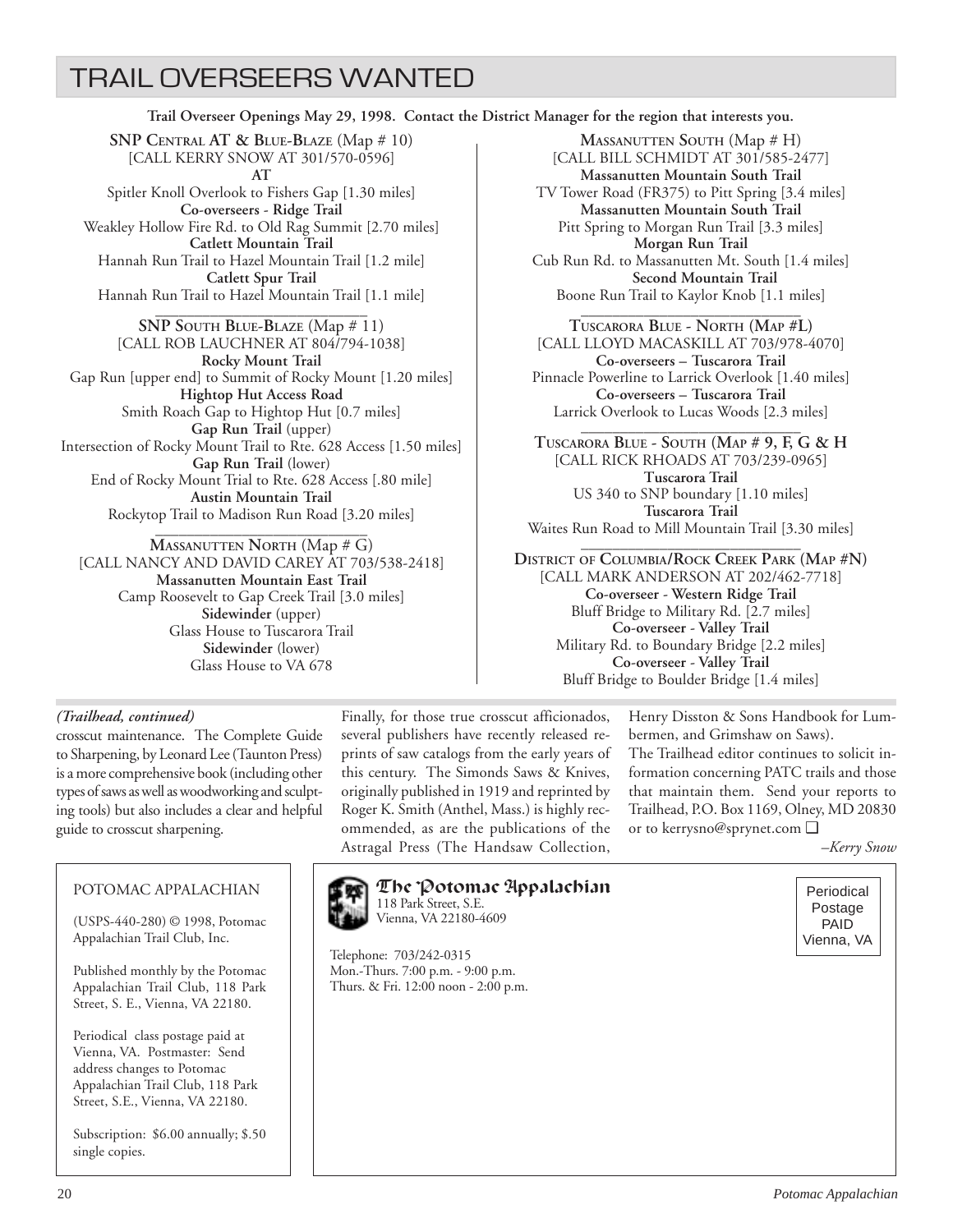# TRAIL OVERSEERS WANTED

**Trail Overseer Openings May 29, 1998. Contact the District Manager for the region that interests you.**

**SNP CENTRAL AT & BLUE-BLAZE** (Map # 10)
[CALL KERRY SNOW AT 301/570-0596]

**AT**
Spitler Knoll Overlook to Fishers Gap [1.30 miles]

**Co-overseers - Ridge Trail**
Weakley Hollow Fire Rd. to Old Rag Summit [2.70 miles]

**Catlett Mountain Trail**
Hannah Run Trail to Hazel Mountain Trail [1.2 mile]

**Catlett Spur Trail**
Hannah Run Trail to Hazel Mountain Trail [1.1 mile]

---

**SNP SOUTH BLUE-BLAZE** (Map # 11)
[CALL ROB LAUCHNER AT 804/794-1038]

**Rocky Mount Trail**
Gap Run [upper end] to Summit of Rocky Mount [1.20 miles]

**Hightop Hut Access Road**
Smith Roach Gap to Hightop Hut [0.7 miles]

**Gap Run Trail** (upper)
Intersection of Rocky Mount Trail to Rte. 628 Access [1.50 miles]

**Gap Run Trail** (lower)
End of Rocky Mount Trial to Rte. 628 Access [.80 mile]

**Austin Mountain Trail**
Rockytop Trail to Madison Run Road [3.20 miles]

---

**MASSANUTTEN NORTH** (Map # G)
[CALL NANCY AND DAVID CAREY AT 703/538-2418]

**Massanutten Mountain East Trail**
Camp Roosevelt to Gap Creek Trail [3.0 miles]

**Sidewinder** (upper)
Glass House to Tuscarora Trail

**Sidewinder** (lower)
Glass House to VA 678

---

**MASSANUTTEN SOUTH** (Map # H)
[CALL BILL SCHMIDT AT 301/585-2477]

**Massanutten Mountain South Trail**
TV Tower Road (FR375) to Pitt Spring [3.4 miles]

**Massanutten Mountain South Trail**
Pitt Spring to Morgan Run Trail [3.3 miles]

**Morgan Run Trail**
Cub Run Rd. to Massanutten Mt. South [1.4 miles]

**Second Mountain Trail**
Boone Run Trail to Kaylor Knob [1.1 miles]

---

**TUSCARORA BLUE - NORTH (MAP #L)**
[CALL LLOYD MACASKILL AT 703/978-4070]

**Co-overseers – Tuscarora Trail**
Pinnacle Powerline to Larrick Overlook [1.40 miles]

**Co-overseers – Tuscarora Trail**
Larrick Overlook to Lucas Woods [2.3 miles]

---

**TUSCARORA BLUE - SOUTH (MAP # 9, F, G & H**
[CALL RICK RHOADS AT 703/239-0965]

**Tuscarora Trail**
US 340 to SNP boundary [1.10 miles]

**Tuscarora Trail**
Waites Run Road to Mill Mountain Trail [3.30 miles]

---

**DISTRICT OF COLUMBIA/ROCK CREEK PARK (MAP #N)**
[CALL MARK ANDERSON AT 202/462-7718]

**Co-overseer - Western Ridge Trail**
Bluff Bridge to Military Rd. [2.7 miles]

**Co-overseer - Valley Trail**
Military Rd. to Boundary Bridge [2.2 miles]

**Co-overseer - Valley Trail**
Bluff Bridge to Boulder Bridge [1.4 miles]

---

***(Trailhead, continued)***

crosscut maintenance. The Complete Guide to Sharpening, by Leonard Lee (Taunton Press) is a more comprehensive book (including other types of saws as well as woodworking and sculpting tools) but also includes a clear and helpful guide to crosscut sharpening.

Finally, for those true crosscut afficionados, several publishers have recently released reprints of saw catalogs from the early years of this century. The Simonds Saws & Knives, originally published in 1919 and reprinted by Roger K. Smith (Anthel, Mass.) is highly recommended, as are the publications of the Astragal Press (The Handsaw Collection, Henry Disston & Sons Handbook for Lumbermen, and Grimshaw on Saws).

The Trailhead editor continues to solicit information concerning PATC trails and those that maintain them. Send your reports to Trailhead, P.O. Box 1169, Olney, MD 20830 or to kerrysno@sprynet.com ❑

*–Kerry Snow*

---

POTOMAC APPALACHIAN

(USPS-440-280) © 1998, Potomac Appalachian Trail Club, Inc.

Published monthly by the Potomac Appalachian Trail Club, 118 Park Street, S. E., Vienna, VA 22180.

Periodical class postage paid at Vienna, VA. Postmaster: Send address changes to Potomac Appalachian Trail Club, 118 Park Street, S.E., Vienna, VA 22180.

Subscription: $6.00 annually; $.50 single copies.

---

**The Potomac Appalachian**
118 Park Street, S.E.
Vienna, VA 22180-4609

Telephone: 703/242-0315
Mon.-Thurs. 7:00 p.m. - 9:00 p.m.
Thurs. & Fri. 12:00 noon - 2:00 p.m.

Periodical
Postage
PAID
Vienna, VA